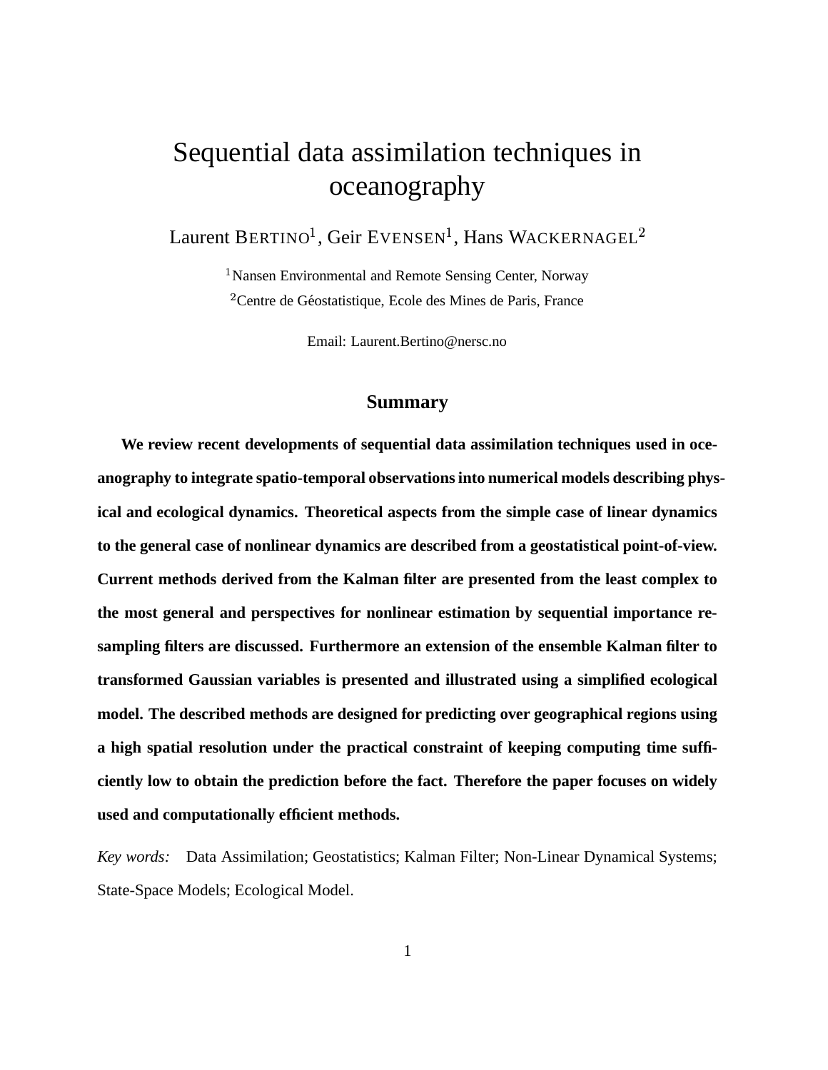# Sequential data assimilation techniques in oceanography

Laurent BERTINO[1], Geir EVENSEN[1], Hans WACKERNAGEL[2]

[1] Nansen Environmental and Remote Sensing Center, Norway

[2] Centre de Géostatistique, Ecole des Mines de Paris, France

Email: Laurent.Bertino@nersc.no

## Summary

**We review recent developments of sequential data assimilation techniques used in oceanography to integrate spatio-temporal observations into numerical models describing physical and ecological dynamics. Theoretical aspects from the simple case of linear dynamics to the general case of nonlinear dynamics are described from a geostatistical point-of-view. Current methods derived from the Kalman filter are presented from the least complex to the most general and perspectives for nonlinear estimation by sequential importance resampling filters are discussed. Furthermore an extension of the ensemble Kalman filter to transformed Gaussian variables is presented and illustrated using a simplified ecological model. The described methods are designed for predicting over geographical regions using a high spatial resolution under the practical constraint of keeping computing time sufficiently low to obtain the prediction before the fact. Therefore the paper focuses on widely used and computationally efficient methods.**

*Key words:* Data Assimilation; Geostatistics; Kalman Filter; Non-Linear Dynamical Systems; State-Space Models; Ecological Model.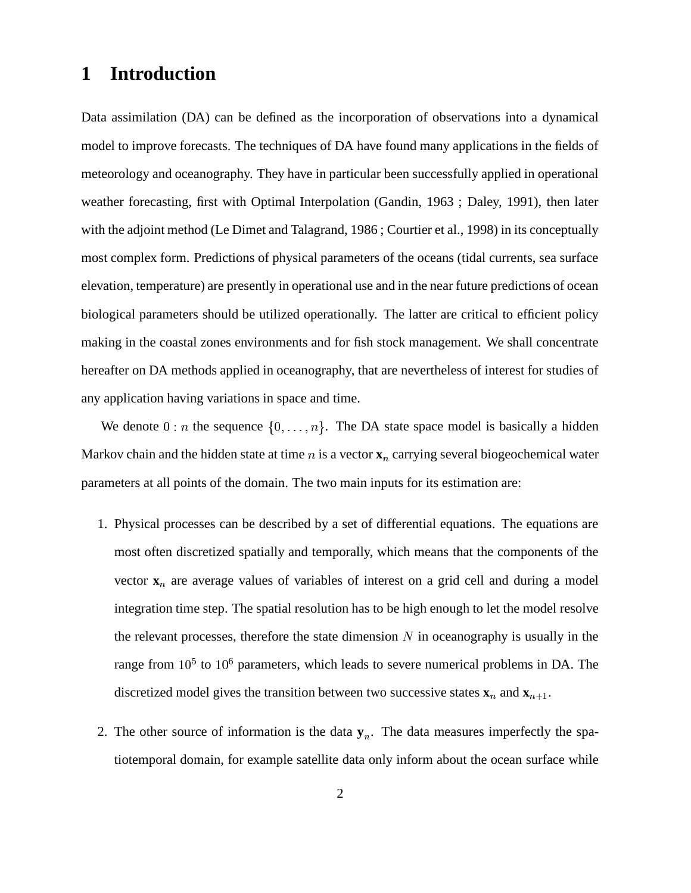# 1 Introduction

Data assimilation (DA) can be defined as the incorporation of observations into a dynamical model to improve forecasts. The techniques of DA have found many applications in the fields of meteorology and oceanography. They have in particular been successfully applied in operational weather forecasting, first with Optimal Interpolation (Gandin, 1963 ; Daley, 1991), then later with the adjoint method (Le Dimet and Talagrand, 1986 ; Courtier et al., 1998) in its conceptually most complex form. Predictions of physical parameters of the oceans (tidal currents, sea surface elevation, temperature) are presently in operational use and in the near future predictions of ocean biological parameters should be utilized operationally. The latter are critical to efficient policy making in the coastal zones environments and for fish stock management. We shall concentrate hereafter on DA methods applied in oceanography, that are nevertheless of interest for studies of any application having variations in space and time.

We denote $0:n$ the sequence $\{0,\ldots,n\}$. The DA state space model is basically a hidden Markov chain and the hidden state at time $n$ is a vector $\mathbf{x}_n$ carrying several biogeochemical water parameters at all points of the domain. The two main inputs for its estimation are:

1. Physical processes can be described by a set of differential equations. The equations are most often discretized spatially and temporally, which means that the components of the vector $\mathbf{x}_n$ are average values of variables of interest on a grid cell and during a model integration time step. The spatial resolution has to be high enough to let the model resolve the relevant processes, therefore the state dimension $N$ in oceanography is usually in the range from $10^5$ to $10^6$ parameters, which leads to severe numerical problems in DA. The discretized model gives the transition between two successive states $\mathbf{x}_n$ and $\mathbf{x}_{n+1}$.

2. The other source of information is the data $\mathbf{y}_n$. The data measures imperfectly the spatiotemporal domain, for example satellite data only inform about the ocean surface while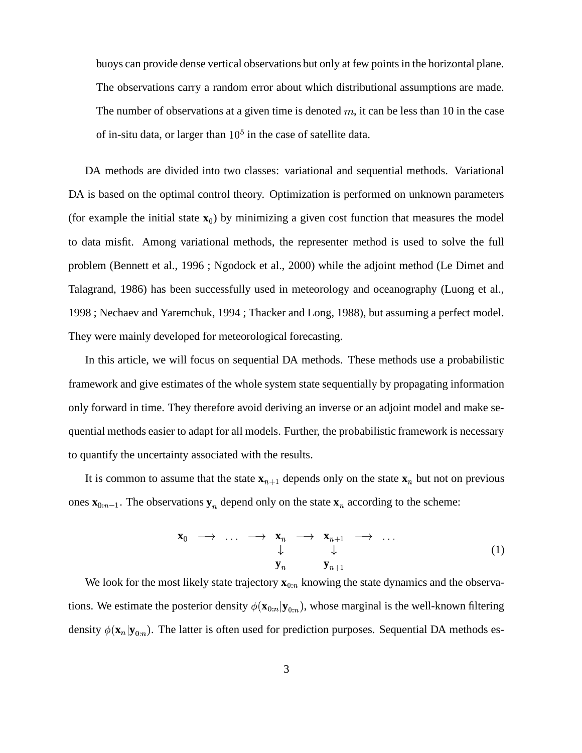buoys can provide dense vertical observations but only at few points in the horizontal plane. The observations carry a random error about which distributional assumptions are made. The number of observations at a given time is denoted $m$, it can be less than 10 in the case of in-situ data, or larger than $10^5$ in the case of satellite data.

DA methods are divided into two classes: variational and sequential methods. Variational DA is based on the optimal control theory. Optimization is performed on unknown parameters (for example the initial state $\mathbf{x}_0$) by minimizing a given cost function that measures the model to data misfit. Among variational methods, the representer method is used to solve the full problem (Bennett et al., 1996 ; Ngodock et al., 2000) while the adjoint method (Le Dimet and Talagrand, 1986) has been successfully used in meteorology and oceanography (Luong et al., 1998 ; Nechaev and Yaremchuk, 1994 ; Thacker and Long, 1988), but assuming a perfect model. They were mainly developed for meteorological forecasting.

In this article, we will focus on sequential DA methods. These methods use a probabilistic framework and give estimates of the whole system state sequentially by propagating information only forward in time. They therefore avoid deriving an inverse or an adjoint model and make sequential methods easier to adapt for all models. Further, the probabilistic framework is necessary to quantify the uncertainty associated with the results.

It is common to assume that the state $\mathbf{x}_{n+1}$ depends only on the state $\mathbf{x}_n$ but not on previous ones $\mathbf{x}_{0:n-1}$. The observations $\mathbf{y}_n$ depend only on the state $\mathbf{x}_n$ according to the scheme:

$$
\begin{array}{ccccccccc}
\mathbf{x}_0 & \longrightarrow & \dots & \longrightarrow & \mathbf{x}_n & \longrightarrow & \mathbf{x}_{n+1} & \longrightarrow & \dots \\
 & & & & \downarrow & & \downarrow & & \\
 & & & & \mathbf{y}_n & & \mathbf{y}_{n+1} & &
\end{array} \tag{1}
$$

We look for the most likely state trajectory $\mathbf{x}_{0:n}$ knowing the state dynamics and the observations. We estimate the posterior density $\phi(\mathbf{x}_{0:n}|\mathbf{y}_{0:n})$, whose marginal is the well-known filtering density $\phi(\mathbf{x}_n|\mathbf{y}_{0:n})$. The latter is often used for prediction purposes. Sequential DA methods es-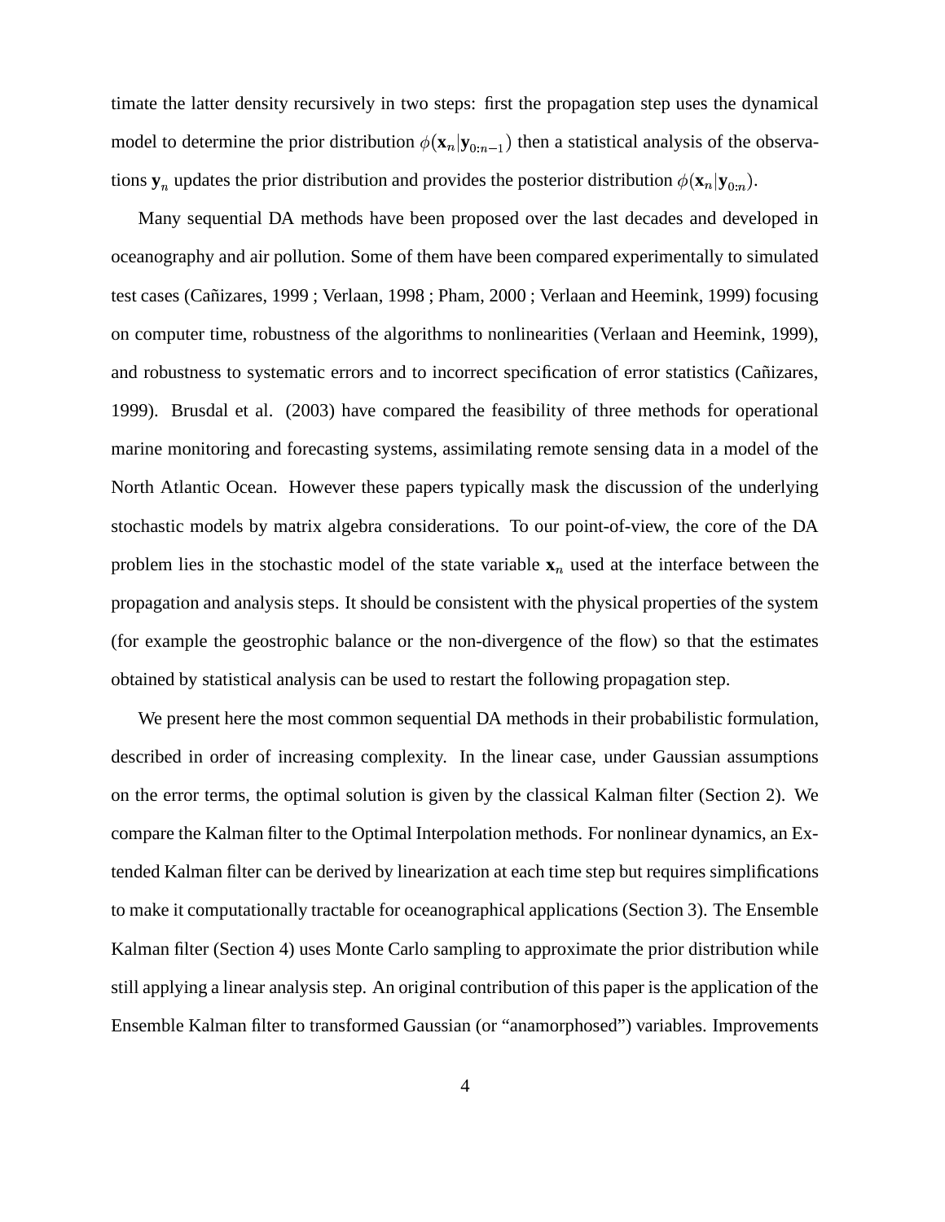timate the latter density recursively in two steps: first the propagation step uses the dynamical model to determine the prior distribution $\phi(\mathbf{x}_n|\mathbf{y}_{0:n-1})$ then a statistical analysis of the observations $\mathbf{y}_n$ updates the prior distribution and provides the posterior distribution $\phi(\mathbf{x}_n|\mathbf{y}_{0:n})$.

Many sequential DA methods have been proposed over the last decades and developed in oceanography and air pollution. Some of them have been compared experimentally to simulated test cases (Cañizares, 1999 ; Verlaan, 1998 ; Pham, 2000 ; Verlaan and Heemink, 1999) focusing on computer time, robustness of the algorithms to nonlinearities (Verlaan and Heemink, 1999), and robustness to systematic errors and to incorrect specification of error statistics (Cañizares, 1999). Brusdal et al. (2003) have compared the feasibility of three methods for operational marine monitoring and forecasting systems, assimilating remote sensing data in a model of the North Atlantic Ocean. However these papers typically mask the discussion of the underlying stochastic models by matrix algebra considerations. To our point-of-view, the core of the DA problem lies in the stochastic model of the state variable $\mathbf{x}_n$ used at the interface between the propagation and analysis steps. It should be consistent with the physical properties of the system (for example the geostrophic balance or the non-divergence of the flow) so that the estimates obtained by statistical analysis can be used to restart the following propagation step.

We present here the most common sequential DA methods in their probabilistic formulation, described in order of increasing complexity. In the linear case, under Gaussian assumptions on the error terms, the optimal solution is given by the classical Kalman filter (Section 2). We compare the Kalman filter to the Optimal Interpolation methods. For nonlinear dynamics, an Extended Kalman filter can be derived by linearization at each time step but requires simplifications to make it computationally tractable for oceanographical applications (Section 3). The Ensemble Kalman filter (Section 4) uses Monte Carlo sampling to approximate the prior distribution while still applying a linear analysis step. An original contribution of this paper is the application of the Ensemble Kalman filter to transformed Gaussian (or "anamorphosed") variables. Improvements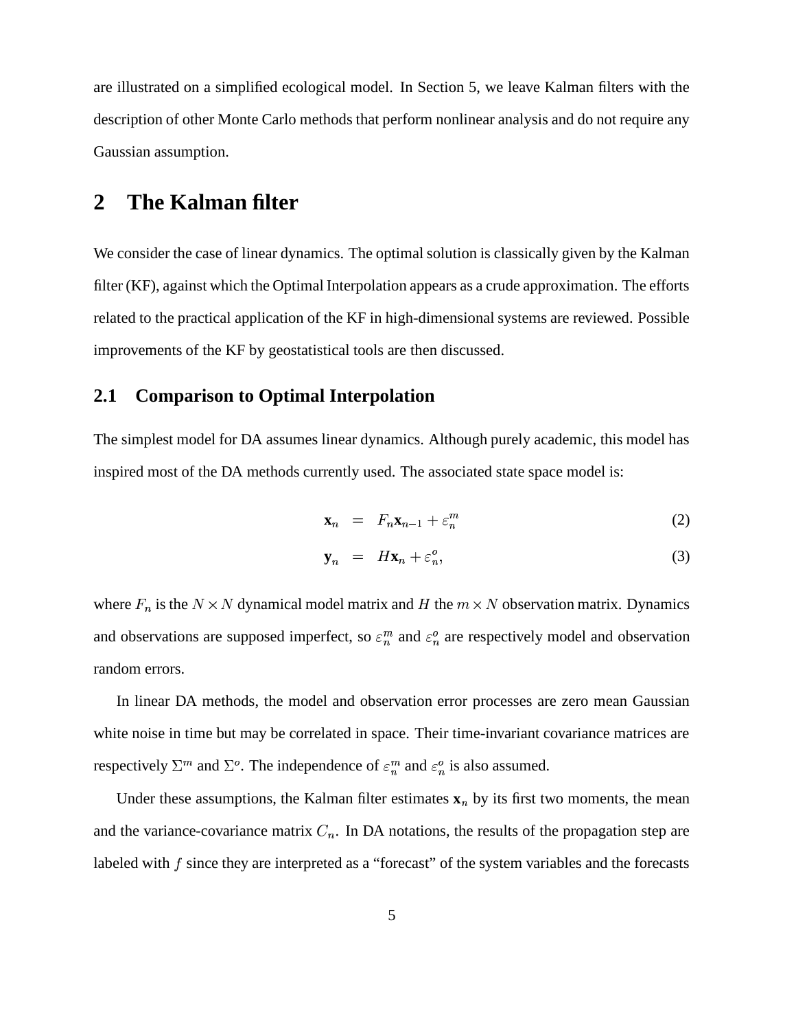are illustrated on a simplified ecological model. In Section 5, we leave Kalman filters with the description of other Monte Carlo methods that perform nonlinear analysis and do not require any Gaussian assumption.

## 2 The Kalman filter

We consider the case of linear dynamics. The optimal solution is classically given by the Kalman filter (KF), against which the Optimal Interpolation appears as a crude approximation. The efforts related to the practical application of the KF in high-dimensional systems are reviewed. Possible improvements of the KF by geostatistical tools are then discussed.

### 2.1 Comparison to Optimal Interpolation

The simplest model for DA assumes linear dynamics. Although purely academic, this model has inspired most of the DA methods currently used. The associated state space model is:

$$\mathbf{x}_n = F_n \mathbf{x}_{n-1} + \varepsilon_n^m \tag{2}$$

$$\mathbf{y}_n = H \mathbf{x}_n + \varepsilon_n^o, \tag{3}$$

where $F_n$ is the $N \times N$ dynamical model matrix and $H$ the $m \times N$ observation matrix. Dynamics and observations are supposed imperfect, so $\varepsilon_n^m$ and $\varepsilon_n^o$ are respectively model and observation random errors.

In linear DA methods, the model and observation error processes are zero mean Gaussian white noise in time but may be correlated in space. Their time-invariant covariance matrices are respectively $\Sigma^m$ and $\Sigma^o$. The independence of $\varepsilon_n^m$ and $\varepsilon_n^o$ is also assumed.

Under these assumptions, the Kalman filter estimates $\mathbf{x}_n$ by its first two moments, the mean and the variance-covariance matrix $C_n$. In DA notations, the results of the propagation step are labeled with $f$ since they are interpreted as a "forecast" of the system variables and the forecasts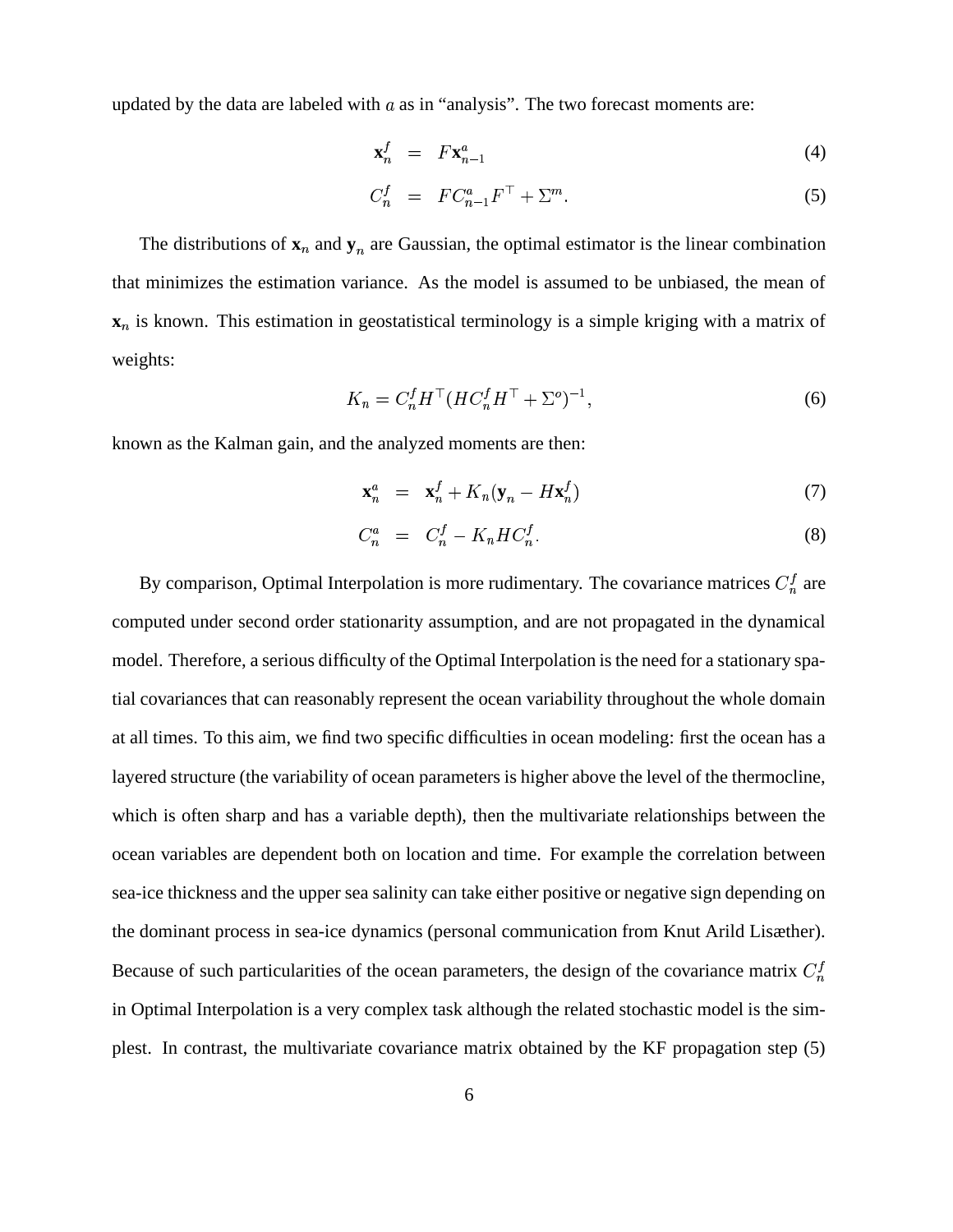updated by the data are labeled with $a$ as in "analysis". The two forecast moments are:

$$\mathbf{x}_n^f = F\mathbf{x}_{n-1}^a \tag{4}$$

$$C_n^f = FC_{n-1}^a F^\top + \Sigma^m. \tag{5}$$

The distributions of $\mathbf{x}_n$ and $\mathbf{y}_n$ are Gaussian, the optimal estimator is the linear combination that minimizes the estimation variance. As the model is assumed to be unbiased, the mean of $\mathbf{x}_n$ is known. This estimation in geostatistical terminology is a simple kriging with a matrix of weights:

$$K_n = C_n^f H^\top (HC_n^f H^\top + \Sigma^o)^{-1}, \tag{6}$$

known as the Kalman gain, and the analyzed moments are then:

$$\mathbf{x}_n^a = \mathbf{x}_n^f + K_n(\mathbf{y}_n - H\mathbf{x}_n^f) \tag{7}$$

$$C_n^a = C_n^f - K_n H C_n^f. \tag{8}$$

By comparison, Optimal Interpolation is more rudimentary. The covariance matrices $C_n^f$ are computed under second order stationarity assumption, and are not propagated in the dynamical model. Therefore, a serious difficulty of the Optimal Interpolation is the need for a stationary spatial covariances that can reasonably represent the ocean variability throughout the whole domain at all times. To this aim, we find two specific difficulties in ocean modeling: first the ocean has a layered structure (the variability of ocean parameters is higher above the level of the thermocline, which is often sharp and has a variable depth), then the multivariate relationships between the ocean variables are dependent both on location and time. For example the correlation between sea-ice thickness and the upper sea salinity can take either positive or negative sign depending on the dominant process in sea-ice dynamics (personal communication from Knut Arild Lisæther). Because of such particularities of the ocean parameters, the design of the covariance matrix $C_n^f$ in Optimal Interpolation is a very complex task although the related stochastic model is the simplest. In contrast, the multivariate covariance matrix obtained by the KF propagation step (5)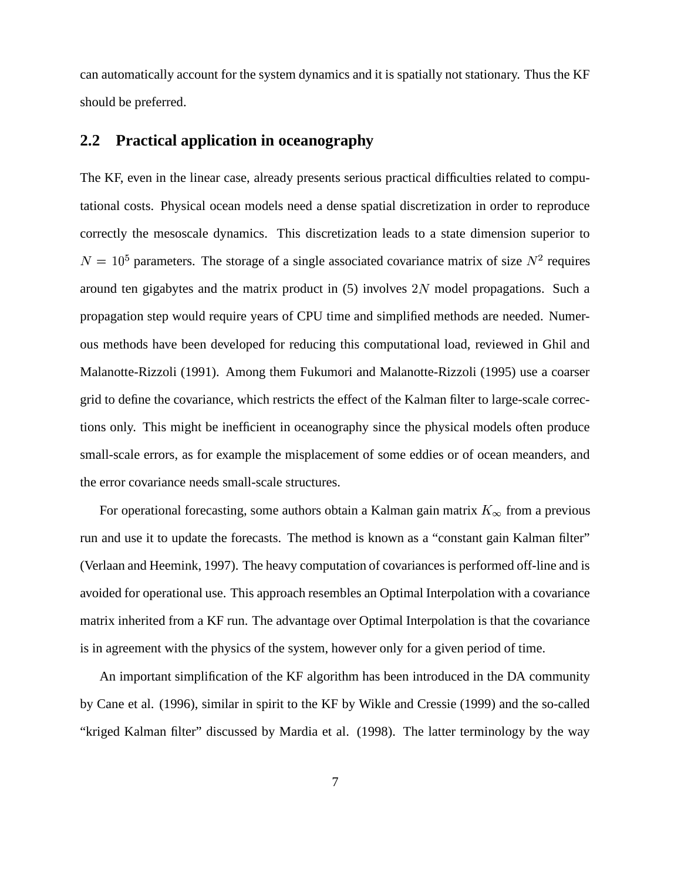can automatically account for the system dynamics and it is spatially not stationary. Thus the KF should be preferred.

## 2.2 Practical application in oceanography

The KF, even in the linear case, already presents serious practical difficulties related to computational costs. Physical ocean models need a dense spatial discretization in order to reproduce correctly the mesoscale dynamics. This discretization leads to a state dimension superior to $N = 10^5$ parameters. The storage of a single associated covariance matrix of size $N^2$ requires around ten gigabytes and the matrix product in (5) involves $2N$ model propagations. Such a propagation step would require years of CPU time and simplified methods are needed. Numerous methods have been developed for reducing this computational load, reviewed in Ghil and Malanotte-Rizzoli (1991). Among them Fukumori and Malanotte-Rizzoli (1995) use a coarser grid to define the covariance, which restricts the effect of the Kalman filter to large-scale corrections only. This might be inefficient in oceanography since the physical models often produce small-scale errors, as for example the misplacement of some eddies or of ocean meanders, and the error covariance needs small-scale structures.

For operational forecasting, some authors obtain a Kalman gain matrix $K_\infty$ from a previous run and use it to update the forecasts. The method is known as a "constant gain Kalman filter" (Verlaan and Heemink, 1997). The heavy computation of covariances is performed off-line and is avoided for operational use. This approach resembles an Optimal Interpolation with a covariance matrix inherited from a KF run. The advantage over Optimal Interpolation is that the covariance is in agreement with the physics of the system, however only for a given period of time.

An important simplification of the KF algorithm has been introduced in the DA community by Cane et al. (1996), similar in spirit to the KF by Wikle and Cressie (1999) and the so-called "kriged Kalman filter" discussed by Mardia et al. (1998). The latter terminology by the way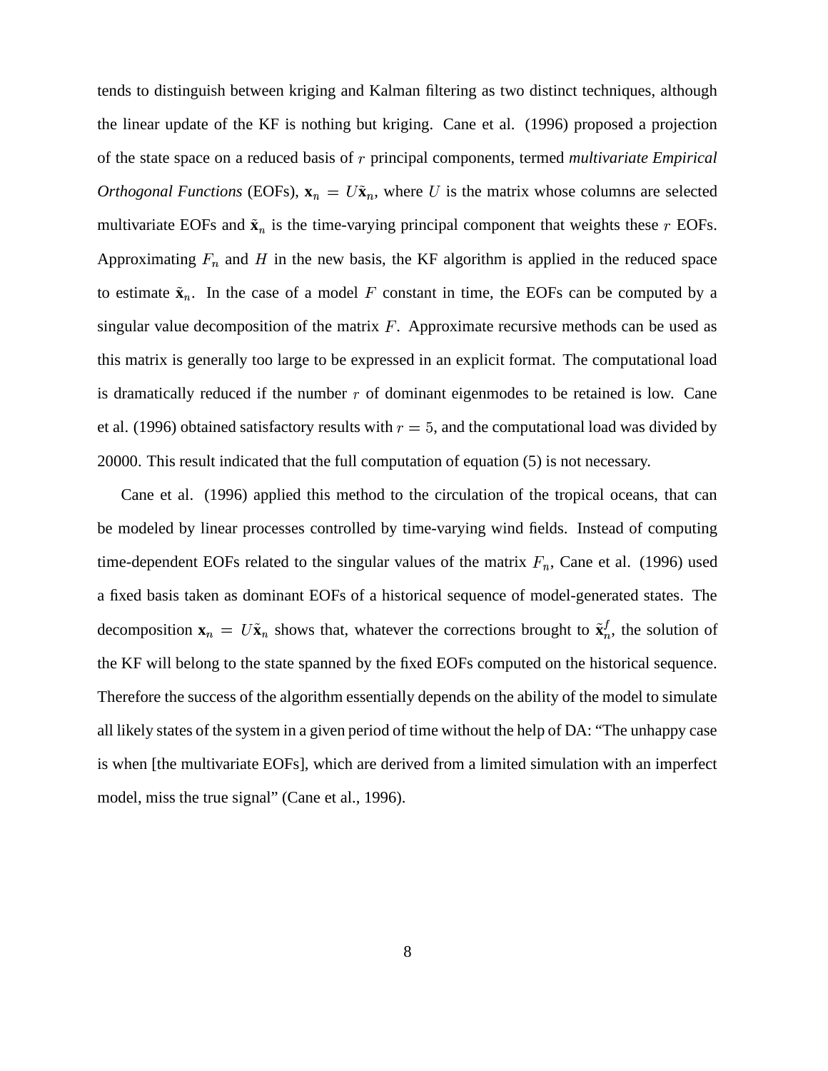tends to distinguish between kriging and Kalman filtering as two distinct techniques, although the linear update of the KF is nothing but kriging. Cane et al. (1996) proposed a projection of the state space on a reduced basis of $r$ principal components, termed *multivariate Empirical Orthogonal Functions* (EOFs), $\mathbf{x}_n = U\tilde{\mathbf{x}}_n$, where $U$ is the matrix whose columns are selected multivariate EOFs and $\tilde{\mathbf{x}}_n$ is the time-varying principal component that weights these $r$ EOFs. Approximating $F_n$ and $H$ in the new basis, the KF algorithm is applied in the reduced space to estimate $\tilde{\mathbf{x}}_n$. In the case of a model $F$ constant in time, the EOFs can be computed by a singular value decomposition of the matrix $F$. Approximate recursive methods can be used as this matrix is generally too large to be expressed in an explicit format. The computational load is dramatically reduced if the number $r$ of dominant eigenmodes to be retained is low. Cane et al. (1996) obtained satisfactory results with $r = 5$, and the computational load was divided by 20000. This result indicated that the full computation of equation (5) is not necessary.

Cane et al. (1996) applied this method to the circulation of the tropical oceans, that can be modeled by linear processes controlled by time-varying wind fields. Instead of computing time-dependent EOFs related to the singular values of the matrix $F_n$, Cane et al. (1996) used a fixed basis taken as dominant EOFs of a historical sequence of model-generated states. The decomposition $\mathbf{x}_n = U\tilde{\mathbf{x}}_n$ shows that, whatever the corrections brought to $\tilde{\mathbf{x}}_n^f$, the solution of the KF will belong to the state spanned by the fixed EOFs computed on the historical sequence. Therefore the success of the algorithm essentially depends on the ability of the model to simulate all likely states of the system in a given period of time without the help of DA: "The unhappy case is when [the multivariate EOFs], which are derived from a limited simulation with an imperfect model, miss the true signal" (Cane et al., 1996).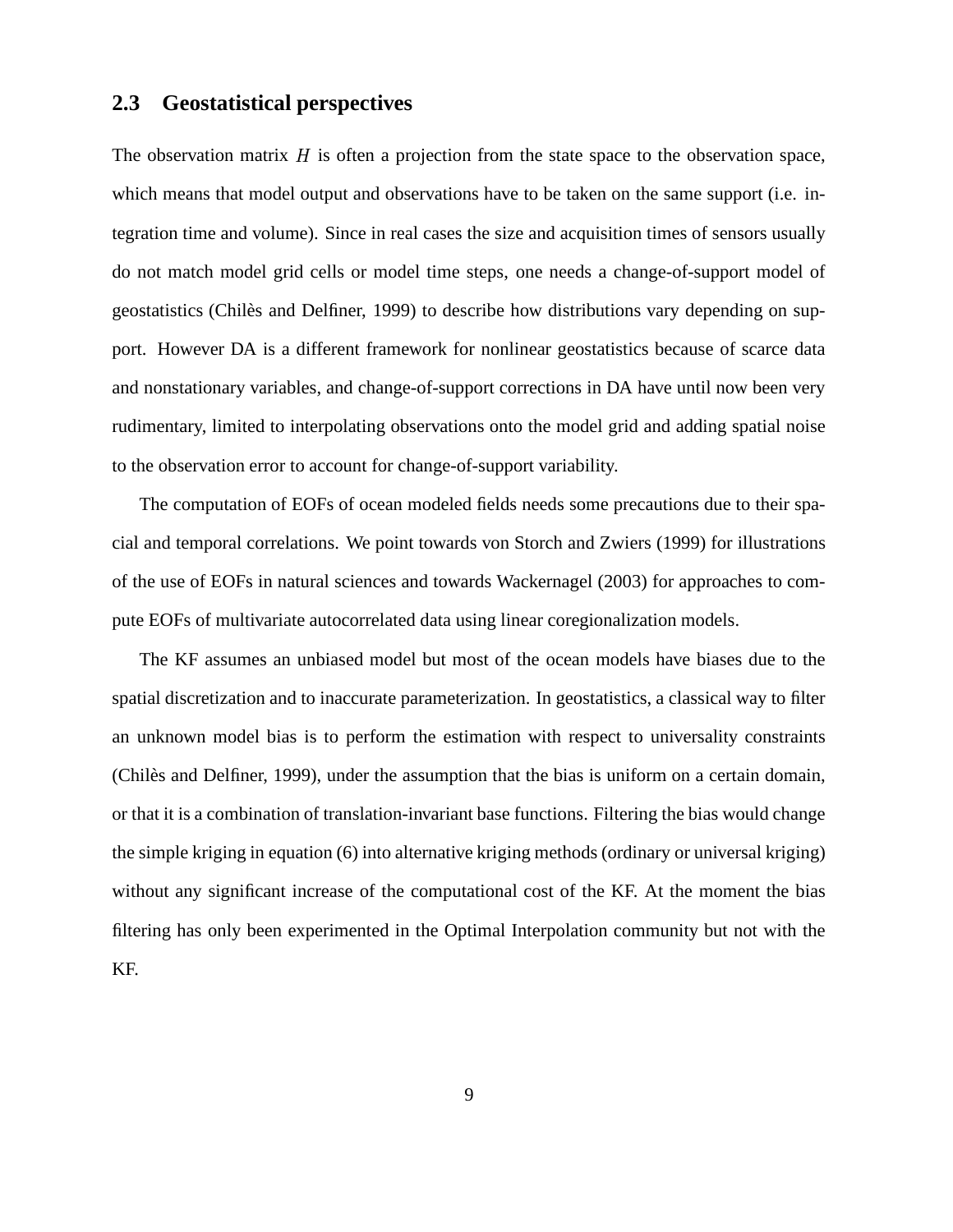## 2.3 Geostatistical perspectives

The observation matrix $H$ is often a projection from the state space to the observation space, which means that model output and observations have to be taken on the same support (i.e. integration time and volume). Since in real cases the size and acquisition times of sensors usually do not match model grid cells or model time steps, one needs a change-of-support model of geostatistics (Chilès and Delfiner, 1999) to describe how distributions vary depending on support. However DA is a different framework for nonlinear geostatistics because of scarce data and nonstationary variables, and change-of-support corrections in DA have until now been very rudimentary, limited to interpolating observations onto the model grid and adding spatial noise to the observation error to account for change-of-support variability.

The computation of EOFs of ocean modeled fields needs some precautions due to their spacial and temporal correlations. We point towards von Storch and Zwiers (1999) for illustrations of the use of EOFs in natural sciences and towards Wackernagel (2003) for approaches to compute EOFs of multivariate autocorrelated data using linear coregionalization models.

The KF assumes an unbiased model but most of the ocean models have biases due to the spatial discretization and to inaccurate parameterization. In geostatistics, a classical way to filter an unknown model bias is to perform the estimation with respect to universality constraints (Chilès and Delfiner, 1999), under the assumption that the bias is uniform on a certain domain, or that it is a combination of translation-invariant base functions. Filtering the bias would change the simple kriging in equation (6) into alternative kriging methods (ordinary or universal kriging) without any significant increase of the computational cost of the KF. At the moment the bias filtering has only been experimented in the Optimal Interpolation community but not with the KF.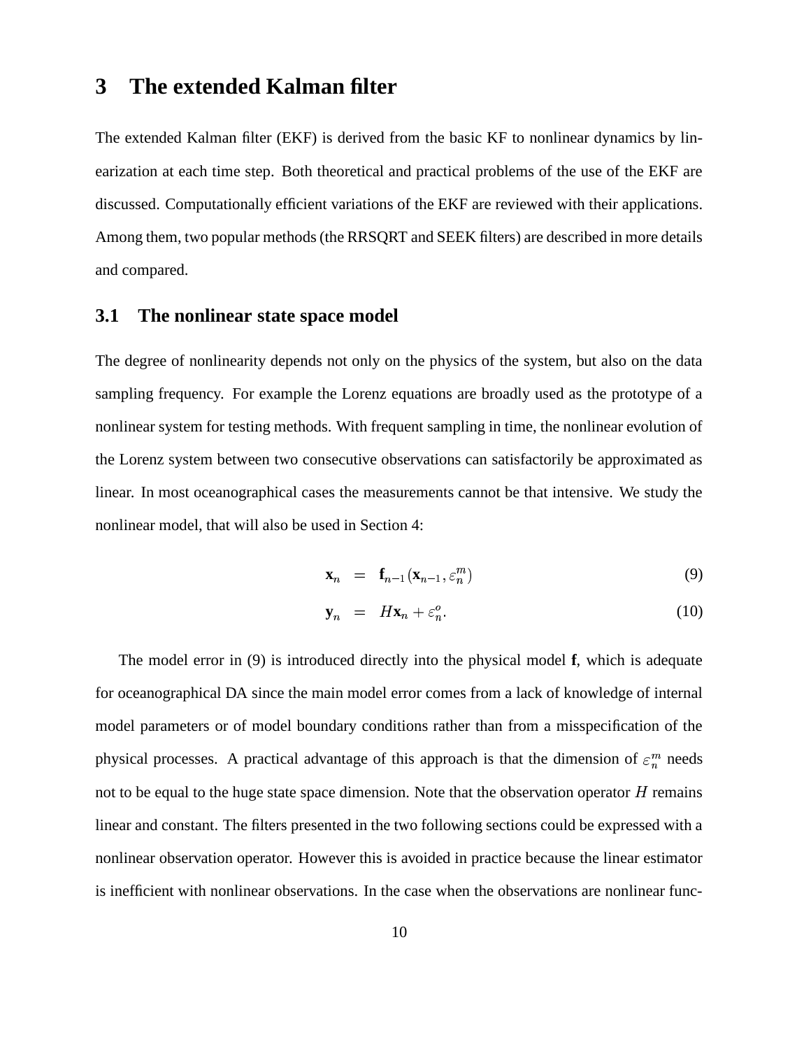# 3 The extended Kalman filter

The extended Kalman filter (EKF) is derived from the basic KF to nonlinear dynamics by linearization at each time step. Both theoretical and practical problems of the use of the EKF are discussed. Computationally efficient variations of the EKF are reviewed with their applications. Among them, two popular methods (the RRSQRT and SEEK filters) are described in more details and compared.

## 3.1 The nonlinear state space model

The degree of nonlinearity depends not only on the physics of the system, but also on the data sampling frequency. For example the Lorenz equations are broadly used as the prototype of a nonlinear system for testing methods. With frequent sampling in time, the nonlinear evolution of the Lorenz system between two consecutive observations can satisfactorily be approximated as linear. In most oceanographical cases the measurements cannot be that intensive. We study the nonlinear model, that will also be used in Section 4:

$$\mathbf{x}_n = \mathbf{f}_{n-1}(\mathbf{x}_{n-1}, \varepsilon_n^m) \tag{9}$$

$$\mathbf{y}_n = H\mathbf{x}_n + \varepsilon_n^o. \tag{10}$$

The model error in (9) is introduced directly into the physical model **f**, which is adequate for oceanographical DA since the main model error comes from a lack of knowledge of internal model parameters or of model boundary conditions rather than from a misspecification of the physical processes. A practical advantage of this approach is that the dimension of $\varepsilon_n^m$ needs not to be equal to the huge state space dimension. Note that the observation operator $H$ remains linear and constant. The filters presented in the two following sections could be expressed with a nonlinear observation operator. However this is avoided in practice because the linear estimator is inefficient with nonlinear observations. In the case when the observations are nonlinear func-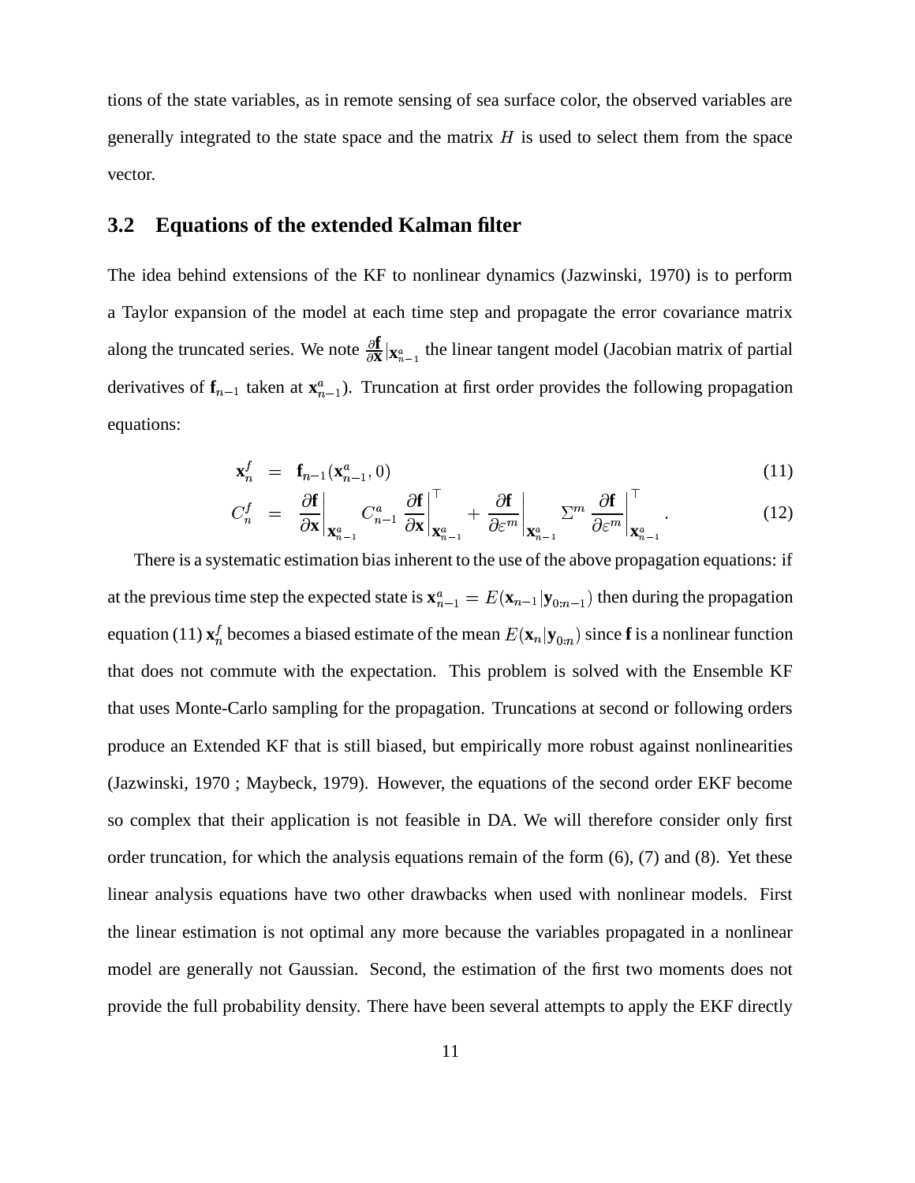tions of the state variables, as in remote sensing of sea surface color, the observed variables are generally integrated to the state space and the matrix $H$ is used to select them from the space vector.

### 3.2 Equations of the extended Kalman filter

The idea behind extensions of the KF to nonlinear dynamics (Jazwinski, 1970) is to perform a Taylor expansion of the model at each time step and propagate the error covariance matrix along the truncated series. We note $\frac{\partial \mathbf{f}}{\partial \mathbf{x}}|_{\mathbf{x}^a_{n-1}}$ the linear tangent model (Jacobian matrix of partial derivatives of $\mathbf{f}_{n-1}$ taken at $\mathbf{x}^a_{n-1}$). Truncation at first order provides the following propagation equations:

$$
\begin{aligned}
\mathbf{x}^f_n &= \mathbf{f}_{n-1}(\mathbf{x}^a_{n-1}, 0) && (11)\\
C^f_n &= \left.\frac{\partial \mathbf{f}}{\partial \mathbf{x}}\right|_{\mathbf{x}^a_{n-1}} C^a_{n-1} \left.\frac{\partial \mathbf{f}}{\partial \mathbf{x}}\right|^{\top}_{\mathbf{x}^a_{n-1}} + \left.\frac{\partial \mathbf{f}}{\partial \varepsilon^m}\right|_{\mathbf{x}^a_{n-1}} \Sigma^m \left.\frac{\partial \mathbf{f}}{\partial \varepsilon^m}\right|^{\top}_{\mathbf{x}^a_{n-1}} . && (12)
\end{aligned}
$$

There is a systematic estimation bias inherent to the use of the above propagation equations: if at the previous time step the expected state is $\mathbf{x}^a_{n-1} = E(\mathbf{x}_{n-1}|\mathbf{y}_{0:n-1})$ then during the propagation equation (11) $\mathbf{x}^f_n$ becomes a biased estimate of the mean $E(\mathbf{x}_n|\mathbf{y}_{0:n})$ since $\mathbf{f}$ is a nonlinear function that does not commute with the expectation. This problem is solved with the Ensemble KF that uses Monte-Carlo sampling for the propagation. Truncations at second or following orders produce an Extended KF that is still biased, but empirically more robust against nonlinearities (Jazwinski, 1970 ; Maybeck, 1979). However, the equations of the second order EKF become so complex that their application is not feasible in DA. We will therefore consider only first order truncation, for which the analysis equations remain of the form (6), (7) and (8). Yet these linear analysis equations have two other drawbacks when used with nonlinear models. First the linear estimation is not optimal any more because the variables propagated in a nonlinear model are generally not Gaussian. Second, the estimation of the first two moments does not provide the full probability density. There have been several attempts to apply the EKF directly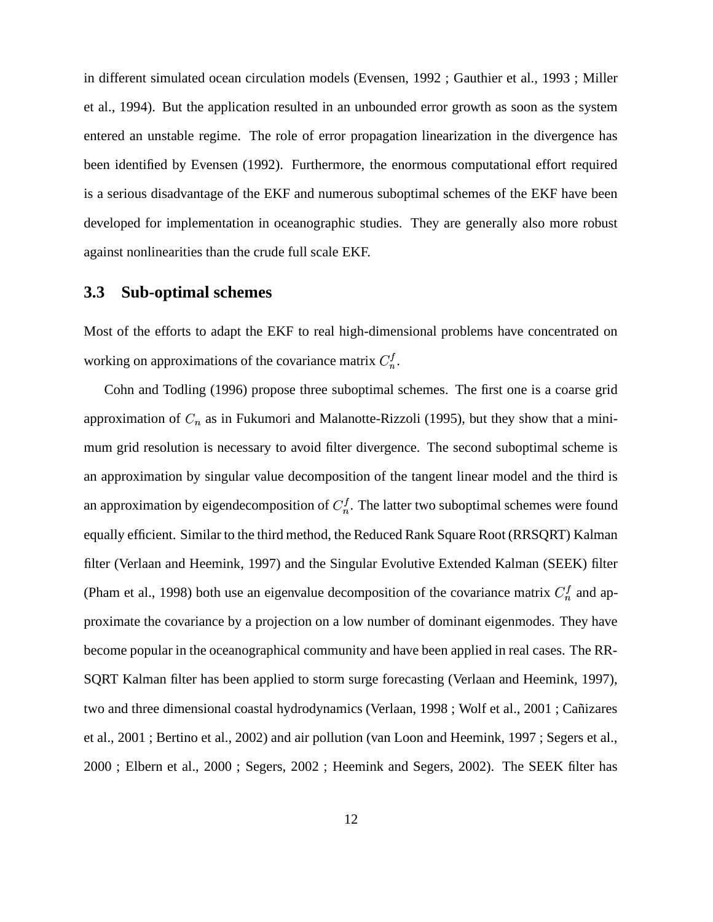in different simulated ocean circulation models (Evensen, 1992 ; Gauthier et al., 1993 ; Miller et al., 1994). But the application resulted in an unbounded error growth as soon as the system entered an unstable regime. The role of error propagation linearization in the divergence has been identified by Evensen (1992). Furthermore, the enormous computational effort required is a serious disadvantage of the EKF and numerous suboptimal schemes of the EKF have been developed for implementation in oceanographic studies. They are generally also more robust against nonlinearities than the crude full scale EKF.

### 3.3 Sub-optimal schemes

Most of the efforts to adapt the EKF to real high-dimensional problems have concentrated on working on approximations of the covariance matrix $C_n^f$.

Cohn and Todling (1996) propose three suboptimal schemes. The first one is a coarse grid approximation of $C_n$ as in Fukumori and Malanotte-Rizzoli (1995), but they show that a minimum grid resolution is necessary to avoid filter divergence. The second suboptimal scheme is an approximation by singular value decomposition of the tangent linear model and the third is an approximation by eigendecomposition of $C_n^f$. The latter two suboptimal schemes were found equally efficient. Similar to the third method, the Reduced Rank Square Root (RRSQRT) Kalman filter (Verlaan and Heemink, 1997) and the Singular Evolutive Extended Kalman (SEEK) filter (Pham et al., 1998) both use an eigenvalue decomposition of the covariance matrix $C_n^f$ and approximate the covariance by a projection on a low number of dominant eigenmodes. They have become popular in the oceanographical community and have been applied in real cases. The RRSQRT Kalman filter has been applied to storm surge forecasting (Verlaan and Heemink, 1997), two and three dimensional coastal hydrodynamics (Verlaan, 1998 ; Wolf et al., 2001 ; Cañizares et al., 2001 ; Bertino et al., 2002) and air pollution (van Loon and Heemink, 1997 ; Segers et al., 2000 ; Elbern et al., 2000 ; Segers, 2002 ; Heemink and Segers, 2002). The SEEK filter has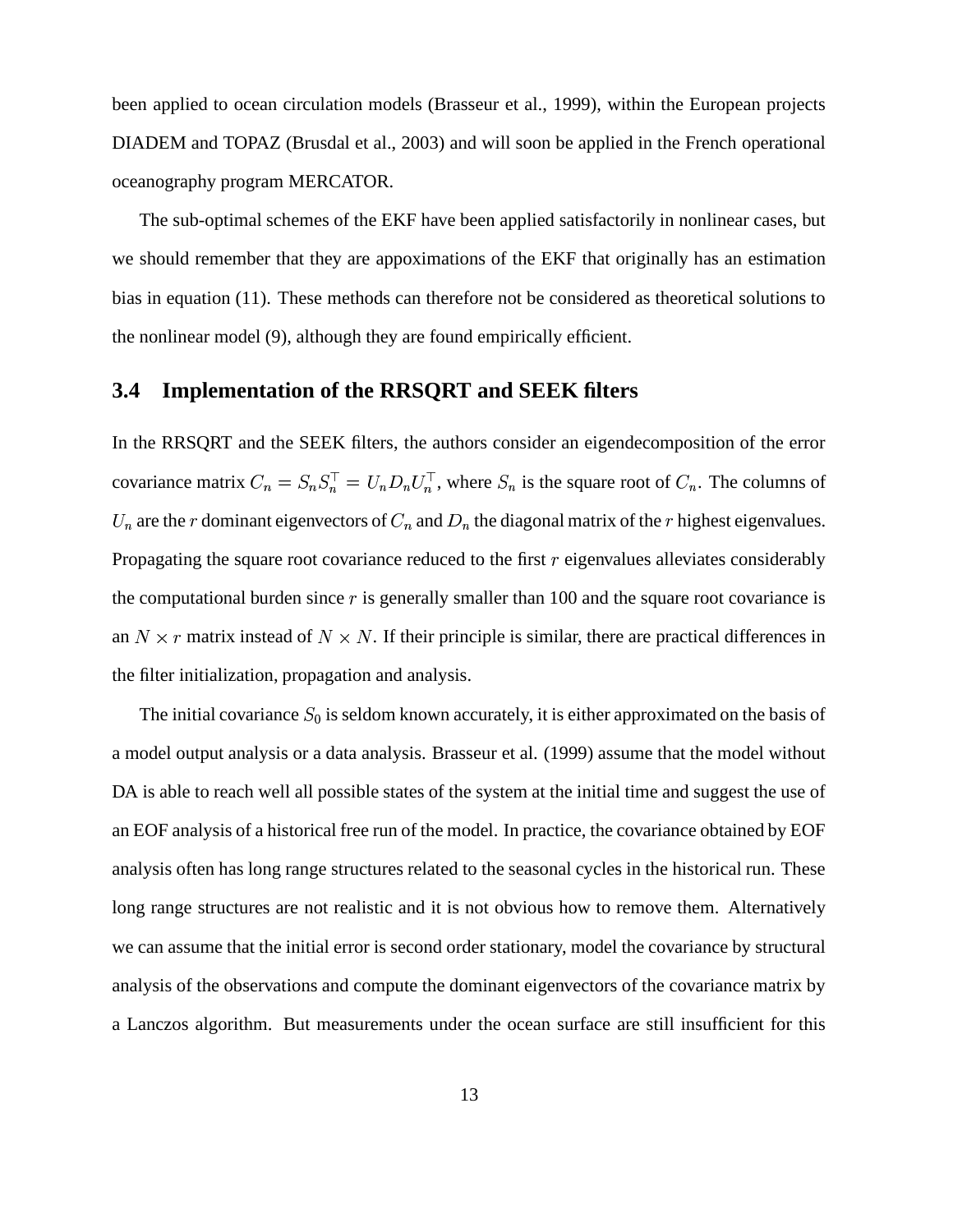been applied to ocean circulation models (Brasseur et al., 1999), within the European projects DIADEM and TOPAZ (Brusdal et al., 2003) and will soon be applied in the French operational oceanography program MERCATOR.

The sub-optimal schemes of the EKF have been applied satisfactorily in nonlinear cases, but we should remember that they are appoximations of the EKF that originally has an estimation bias in equation (11). These methods can therefore not be considered as theoretical solutions to the nonlinear model (9), although they are found empirically efficient.

### 3.4 Implementation of the RRSQRT and SEEK filters

In the RRSQRT and the SEEK filters, the authors consider an eigendecomposition of the error covariance matrix $C_n = S_n S_n^\top = U_n D_n U_n^\top$, where $S_n$ is the square root of $C_n$. The columns of $U_n$ are the $r$ dominant eigenvectors of $C_n$ and $D_n$ the diagonal matrix of the $r$ highest eigenvalues. Propagating the square root covariance reduced to the first $r$ eigenvalues alleviates considerably the computational burden since $r$ is generally smaller than 100 and the square root covariance is an $N \times r$ matrix instead of $N \times N$. If their principle is similar, there are practical differences in the filter initialization, propagation and analysis.

The initial covariance $S_0$ is seldom known accurately, it is either approximated on the basis of a model output analysis or a data analysis. Brasseur et al. (1999) assume that the model without DA is able to reach well all possible states of the system at the initial time and suggest the use of an EOF analysis of a historical free run of the model. In practice, the covariance obtained by EOF analysis often has long range structures related to the seasonal cycles in the historical run. These long range structures are not realistic and it is not obvious how to remove them. Alternatively we can assume that the initial error is second order stationary, model the covariance by structural analysis of the observations and compute the dominant eigenvectors of the covariance matrix by a Lanczos algorithm. But measurements under the ocean surface are still insufficient for this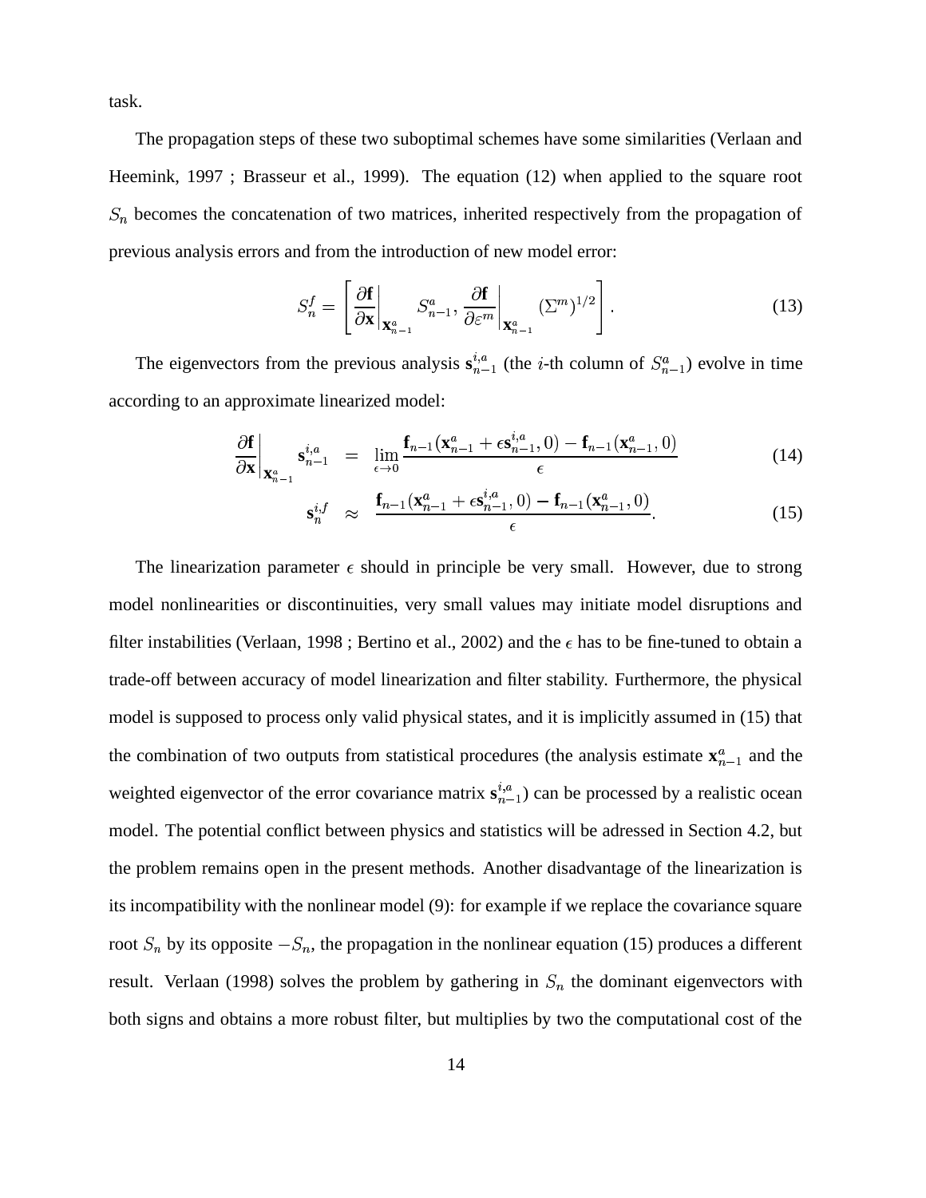task.

The propagation steps of these two suboptimal schemes have some similarities (Verlaan and Heemink, 1997 ; Brasseur et al., 1999). The equation (12) when applied to the square root $S_n$ becomes the concatenation of two matrices, inherited respectively from the propagation of previous analysis errors and from the introduction of new model error:

$$S_n^f = \left[ \left. \frac{\partial \mathbf{f}}{\partial \mathbf{x}} \right|_{\mathbf{x}_{n-1}^a} S_{n-1}^a , \left. \frac{\partial \mathbf{f}}{\partial \varepsilon^m} \right|_{\mathbf{x}_{n-1}^a} (\Sigma^m)^{1/2} \right]. \tag{13}$$

The eigenvectors from the previous analysis $\mathbf{s}_{n-1}^{i,a}$ (the $i$-th column of $S_{n-1}^a$) evolve in time according to an approximate linearized model:

$$\left. \frac{\partial \mathbf{f}}{\partial \mathbf{x}} \right|_{\mathbf{x}_{n-1}^a} \mathbf{s}_{n-1}^{i,a} = \lim_{\epsilon \to 0} \frac{\mathbf{f}_{n-1}(\mathbf{x}_{n-1}^a + \epsilon \mathbf{s}_{n-1}^{i,a}, 0) - \mathbf{f}_{n-1}(\mathbf{x}_{n-1}^a, 0)}{\epsilon} \tag{14}$$

$$\mathbf{s}_n^{i,f} \approx \frac{\mathbf{f}_{n-1}(\mathbf{x}_{n-1}^a + \epsilon \mathbf{s}_{n-1}^{i,a}, 0) - \mathbf{f}_{n-1}(\mathbf{x}_{n-1}^a, 0)}{\epsilon}. \tag{15}$$

The linearization parameter $\epsilon$ should in principle be very small. However, due to strong model nonlinearities or discontinuities, very small values may initiate model disruptions and filter instabilities (Verlaan, 1998 ; Bertino et al., 2002) and the $\epsilon$ has to be fine-tuned to obtain a trade-off between accuracy of model linearization and filter stability. Furthermore, the physical model is supposed to process only valid physical states, and it is implicitly assumed in (15) that the combination of two outputs from statistical procedures (the analysis estimate $\mathbf{x}_{n-1}^a$ and the weighted eigenvector of the error covariance matrix $\mathbf{s}_{n-1}^{i,a}$) can be processed by a realistic ocean model. The potential conflict between physics and statistics will be adressed in Section 4.2, but the problem remains open in the present methods. Another disadvantage of the linearization is its incompatibility with the nonlinear model (9): for example if we replace the covariance square root $S_n$ by its opposite $-S_n$, the propagation in the nonlinear equation (15) produces a different result. Verlaan (1998) solves the problem by gathering in $S_n$ the dominant eigenvectors with both signs and obtains a more robust filter, but multiplies by two the computational cost of the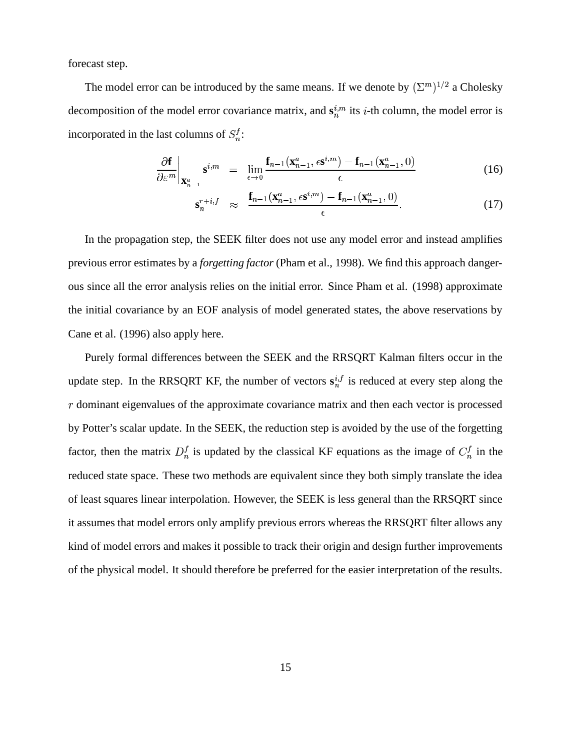forecast step.

The model error can be introduced by the same means. If we denote by $(\Sigma^m)^{1/2}$ a Cholesky decomposition of the model error covariance matrix, and $\mathbf{s}_n^{i,m}$ its $i$-th column, the model error is incorporated in the last columns of $S_n^f$:

$$\left.\frac{\partial \mathbf{f}}{\partial \varepsilon^m}\right|_{\mathbf{x}_{n-1}^a} \mathbf{s}^{i,m} = \lim_{\epsilon \to 0} \frac{\mathbf{f}_{n-1}(\mathbf{x}_{n-1}^a, \epsilon \mathbf{s}^{i,m}) - \mathbf{f}_{n-1}(\mathbf{x}_{n-1}^a, 0)}{\epsilon} \tag{16}$$

$$\mathbf{s}_n^{r+i,f} \approx \frac{\mathbf{f}_{n-1}(\mathbf{x}_{n-1}^a, \epsilon \mathbf{s}^{i,m}) - \mathbf{f}_{n-1}(\mathbf{x}_{n-1}^a, 0)}{\epsilon}. \tag{17}$$

In the propagation step, the SEEK filter does not use any model error and instead amplifies previous error estimates by a *forgetting factor* (Pham et al., 1998). We find this approach dangerous since all the error analysis relies on the initial error. Since Pham et al. (1998) approximate the initial covariance by an EOF analysis of model generated states, the above reservations by Cane et al. (1996) also apply here.

Purely formal differences between the SEEK and the RRSQRT Kalman filters occur in the update step. In the RRSQRT KF, the number of vectors $\mathbf{s}_n^{i,f}$ is reduced at every step along the $r$ dominant eigenvalues of the approximate covariance matrix and then each vector is processed by Potter's scalar update. In the SEEK, the reduction step is avoided by the use of the forgetting factor, then the matrix $D_n^f$ is updated by the classical KF equations as the image of $C_n^f$ in the reduced state space. These two methods are equivalent since they both simply translate the idea of least squares linear interpolation. However, the SEEK is less general than the RRSQRT since it assumes that model errors only amplify previous errors whereas the RRSQRT filter allows any kind of model errors and makes it possible to track their origin and design further improvements of the physical model. It should therefore be preferred for the easier interpretation of the results.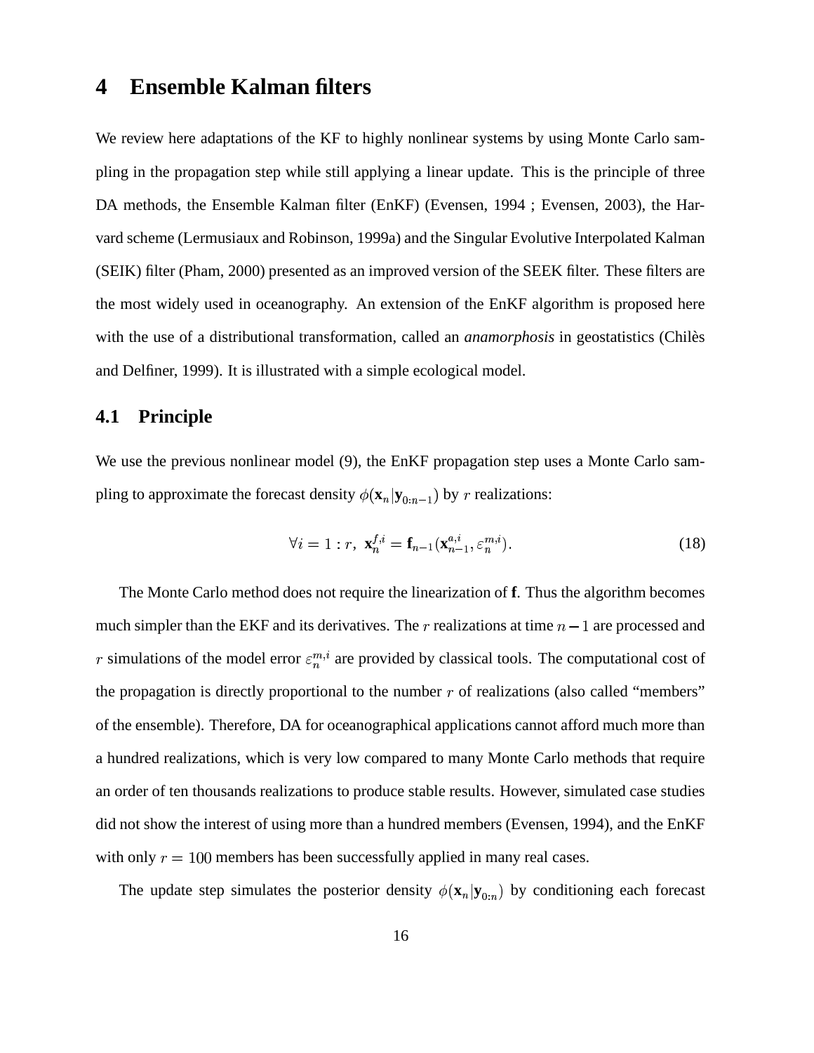# 4 Ensemble Kalman filters

We review here adaptations of the KF to highly nonlinear systems by using Monte Carlo sampling in the propagation step while still applying a linear update. This is the principle of three DA methods, the Ensemble Kalman filter (EnKF) (Evensen, 1994 ; Evensen, 2003), the Harvard scheme (Lermusiaux and Robinson, 1999a) and the Singular Evolutive Interpolated Kalman (SEIK) filter (Pham, 2000) presented as an improved version of the SEEK filter. These filters are the most widely used in oceanography. An extension of the EnKF algorithm is proposed here with the use of a distributional transformation, called an *anamorphosis* in geostatistics (Chilès and Delfiner, 1999). It is illustrated with a simple ecological model.

## 4.1 Principle

We use the previous nonlinear model (9), the EnKF propagation step uses a Monte Carlo sampling to approximate the forecast density $\phi(\mathbf{x}_n|\mathbf{y}_{0:n-1})$ by $r$ realizations:

$$\forall i = 1:r,\ \mathbf{x}_n^{f,i} = \mathbf{f}_{n-1}(\mathbf{x}_{n-1}^{a,i}, \varepsilon_n^{m,i}). \tag{18}$$

The Monte Carlo method does not require the linearization of $\mathbf{f}$. Thus the algorithm becomes much simpler than the EKF and its derivatives. The $r$ realizations at time $n-1$ are processed and $r$ simulations of the model error $\varepsilon_n^{m,i}$ are provided by classical tools. The computational cost of the propagation is directly proportional to the number $r$ of realizations (also called "members" of the ensemble). Therefore, DA for oceanographical applications cannot afford much more than a hundred realizations, which is very low compared to many Monte Carlo methods that require an order of ten thousands realizations to produce stable results. However, simulated case studies did not show the interest of using more than a hundred members (Evensen, 1994), and the EnKF with only $r = 100$ members has been successfully applied in many real cases.

The update step simulates the posterior density $\phi(\mathbf{x}_n|\mathbf{y}_{0:n})$ by conditioning each forecast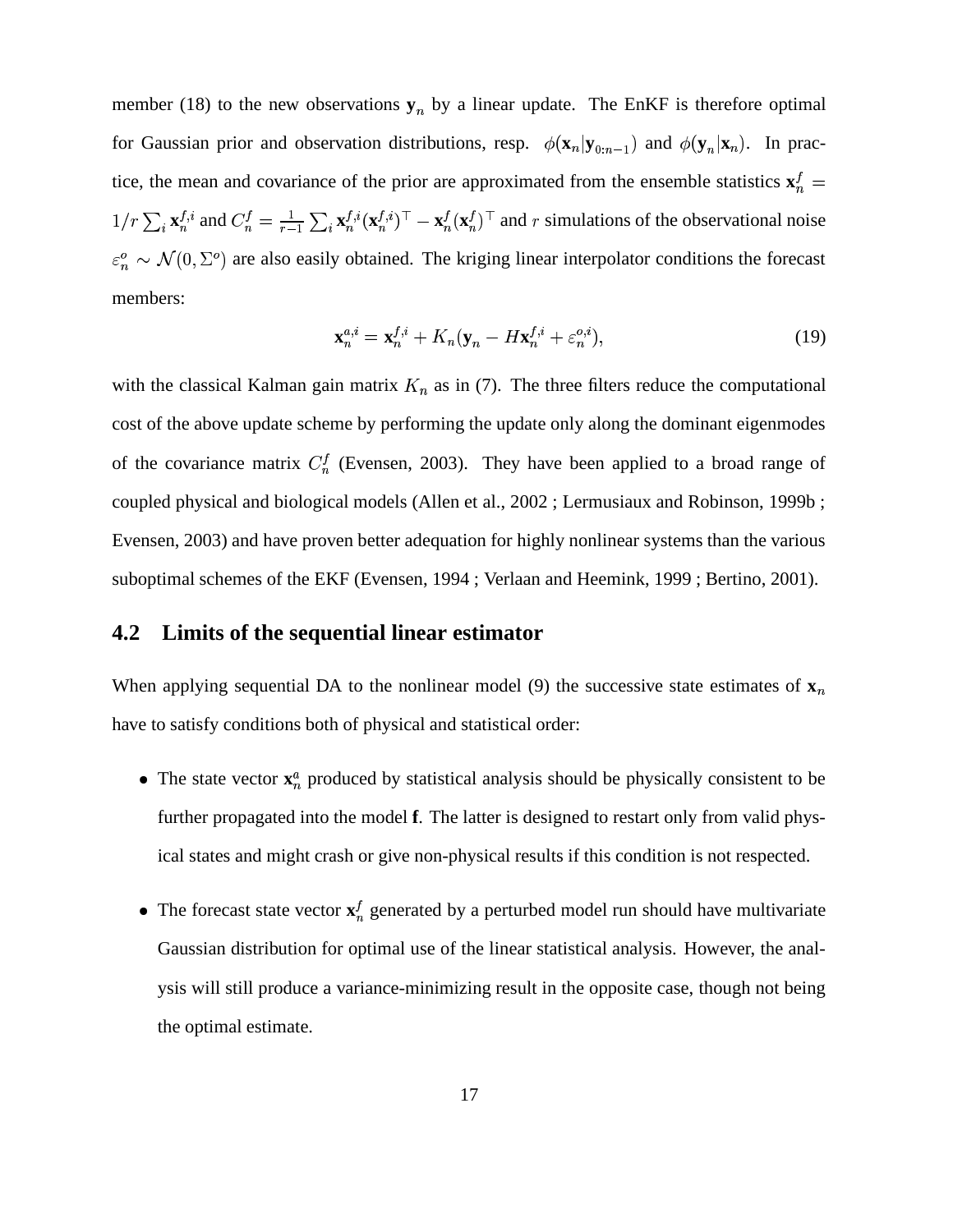member (18) to the new observations $\mathbf{y}_n$ by a linear update. The EnKF is therefore optimal for Gaussian prior and observation distributions, resp. $\phi(\mathbf{x}_n|\mathbf{y}_{0:n-1})$ and $\phi(\mathbf{y}_n|\mathbf{x}_n)$. In practice, the mean and covariance of the prior are approximated from the ensemble statistics $\mathbf{x}_n^f = 1/r \sum_i \mathbf{x}_n^{f,i}$ and $C_n^f = \frac{1}{r-1} \sum_i \mathbf{x}_n^{f,i} (\mathbf{x}_n^{f,i})^\top - \mathbf{x}_n^f (\mathbf{x}_n^f)^\top$ and $r$ simulations of the observational noise $\varepsilon_n^o \sim \mathcal{N}(0, \Sigma^o)$ are also easily obtained. The kriging linear interpolator conditions the forecast members:

$$\mathbf{x}_n^{a,i} = \mathbf{x}_n^{f,i} + K_n(\mathbf{y}_n - H\mathbf{x}_n^{f,i} + \varepsilon_n^{o,i}), \tag{19}$$

with the classical Kalman gain matrix $K_n$ as in (7). The three filters reduce the computational cost of the above update scheme by performing the update only along the dominant eigenmodes of the covariance matrix $C_n^f$ (Evensen, 2003). They have been applied to a broad range of coupled physical and biological models (Allen et al., 2002 ; Lermusiaux and Robinson, 1999b ; Evensen, 2003) and have proven better adequation for highly nonlinear systems than the various suboptimal schemes of the EKF (Evensen, 1994 ; Verlaan and Heemink, 1999 ; Bertino, 2001).

## 4.2 Limits of the sequential linear estimator

When applying sequential DA to the nonlinear model (9) the successive state estimates of $\mathbf{x}_n$ have to satisfy conditions both of physical and statistical order:

- The state vector $\mathbf{x}_n^a$ produced by statistical analysis should be physically consistent to be further propagated into the model **f**. The latter is designed to restart only from valid physical states and might crash or give non-physical results if this condition is not respected.

- The forecast state vector $\mathbf{x}_n^f$ generated by a perturbed model run should have multivariate Gaussian distribution for optimal use of the linear statistical analysis. However, the analysis will still produce a variance-minimizing result in the opposite case, though not being the optimal estimate.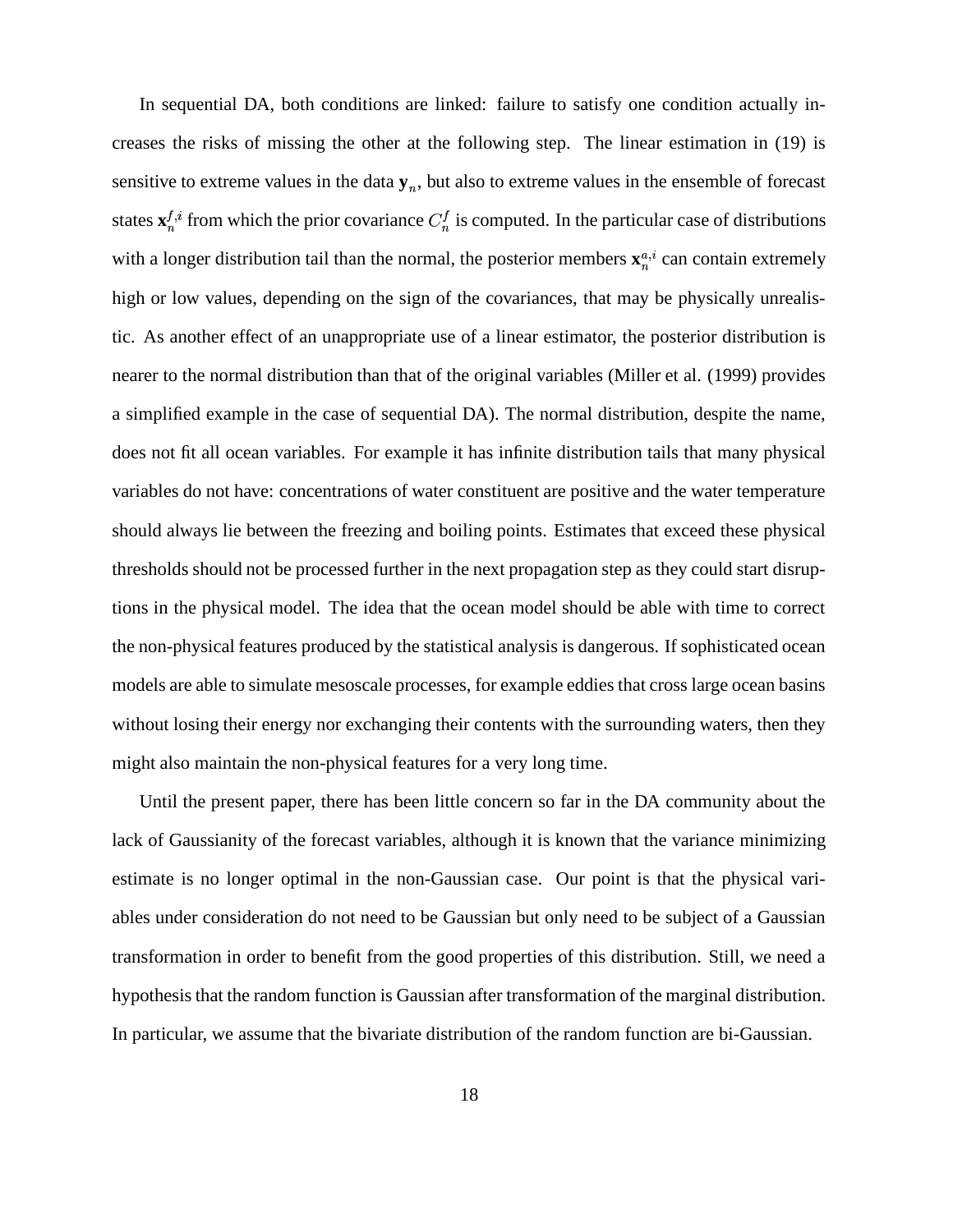In sequential DA, both conditions are linked: failure to satisfy one condition actually increases the risks of missing the other at the following step. The linear estimation in (19) is sensitive to extreme values in the data $\mathbf{y}_n$, but also to extreme values in the ensemble of forecast states $\mathbf{x}_n^{f,i}$ from which the prior covariance $C_n^f$ is computed. In the particular case of distributions with a longer distribution tail than the normal, the posterior members $\mathbf{x}_n^{a,i}$ can contain extremely high or low values, depending on the sign of the covariances, that may be physically unrealistic. As another effect of an unappropriate use of a linear estimator, the posterior distribution is nearer to the normal distribution than that of the original variables (Miller et al. (1999) provides a simplified example in the case of sequential DA). The normal distribution, despite the name, does not fit all ocean variables. For example it has infinite distribution tails that many physical variables do not have: concentrations of water constituent are positive and the water temperature should always lie between the freezing and boiling points. Estimates that exceed these physical thresholds should not be processed further in the next propagation step as they could start disruptions in the physical model. The idea that the ocean model should be able with time to correct the non-physical features produced by the statistical analysis is dangerous. If sophisticated ocean models are able to simulate mesoscale processes, for example eddies that cross large ocean basins without losing their energy nor exchanging their contents with the surrounding waters, then they might also maintain the non-physical features for a very long time.

Until the present paper, there has been little concern so far in the DA community about the lack of Gaussianity of the forecast variables, although it is known that the variance minimizing estimate is no longer optimal in the non-Gaussian case. Our point is that the physical variables under consideration do not need to be Gaussian but only need to be subject of a Gaussian transformation in order to benefit from the good properties of this distribution. Still, we need a hypothesis that the random function is Gaussian after transformation of the marginal distribution. In particular, we assume that the bivariate distribution of the random function are bi-Gaussian.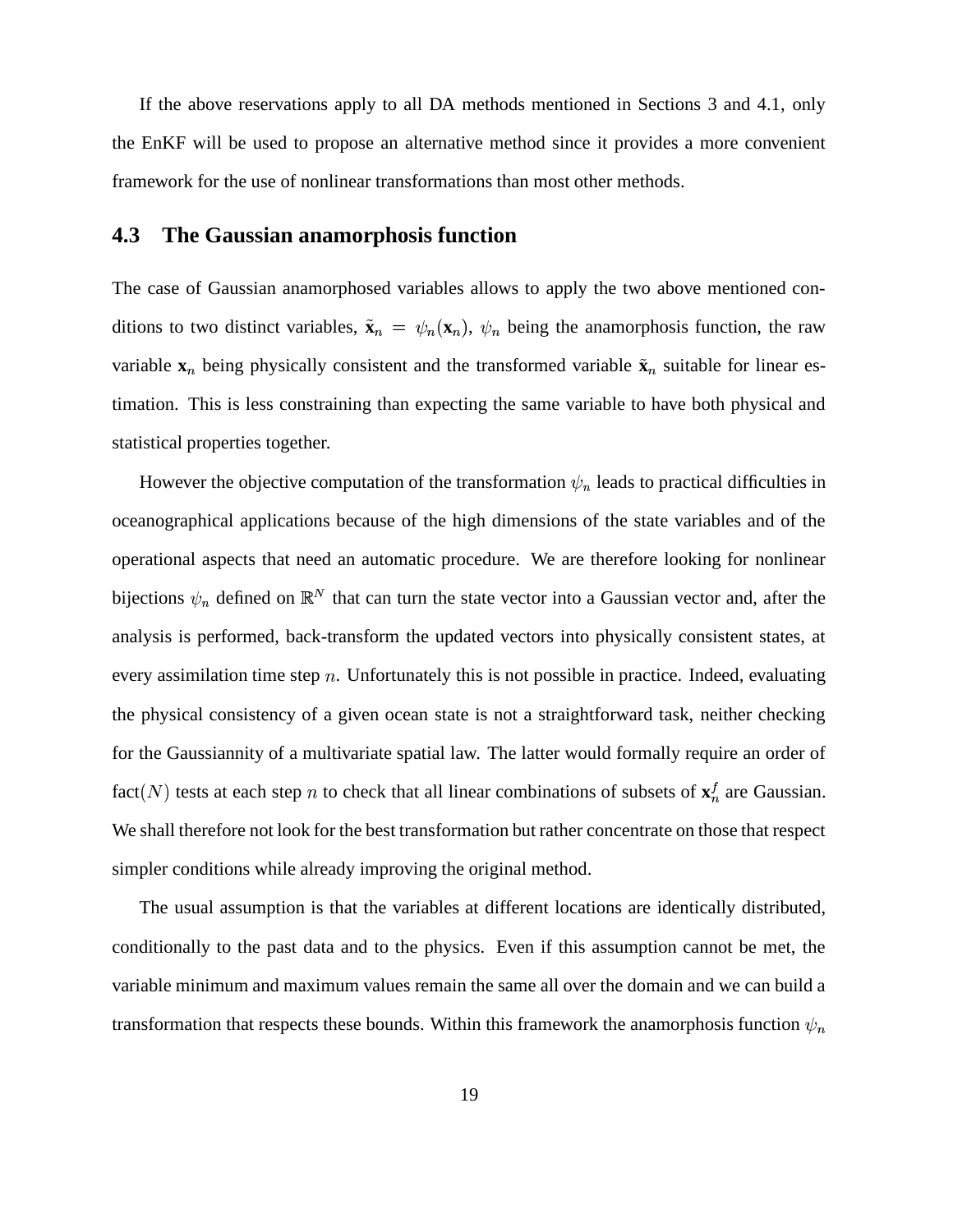If the above reservations apply to all DA methods mentioned in Sections 3 and 4.1, only the EnKF will be used to propose an alternative method since it provides a more convenient framework for the use of nonlinear transformations than most other methods.

### 4.3 The Gaussian anamorphosis function

The case of Gaussian anamorphosed variables allows to apply the two above mentioned conditions to two distinct variables, $\tilde{\mathbf{x}}_n = \psi_n(\mathbf{x}_n)$, $\psi_n$ being the anamorphosis function, the raw variable $\mathbf{x}_n$ being physically consistent and the transformed variable $\tilde{\mathbf{x}}_n$ suitable for linear estimation. This is less constraining than expecting the same variable to have both physical and statistical properties together.

However the objective computation of the transformation $\psi_n$ leads to practical difficulties in oceanographical applications because of the high dimensions of the state variables and of the operational aspects that need an automatic procedure. We are therefore looking for nonlinear bijections $\psi_n$ defined on $\mathbb{R}^N$ that can turn the state vector into a Gaussian vector and, after the analysis is performed, back-transform the updated vectors into physically consistent states, at every assimilation time step $n$. Unfortunately this is not possible in practice. Indeed, evaluating the physical consistency of a given ocean state is not a straightforward task, neither checking for the Gaussiannity of a multivariate spatial law. The latter would formally require an order of fact$(N)$ tests at each step $n$ to check that all linear combinations of subsets of $\mathbf{x}_n^f$ are Gaussian. We shall therefore not look for the best transformation but rather concentrate on those that respect simpler conditions while already improving the original method.

The usual assumption is that the variables at different locations are identically distributed, conditionally to the past data and to the physics. Even if this assumption cannot be met, the variable minimum and maximum values remain the same all over the domain and we can build a transformation that respects these bounds. Within this framework the anamorphosis function $\psi_n$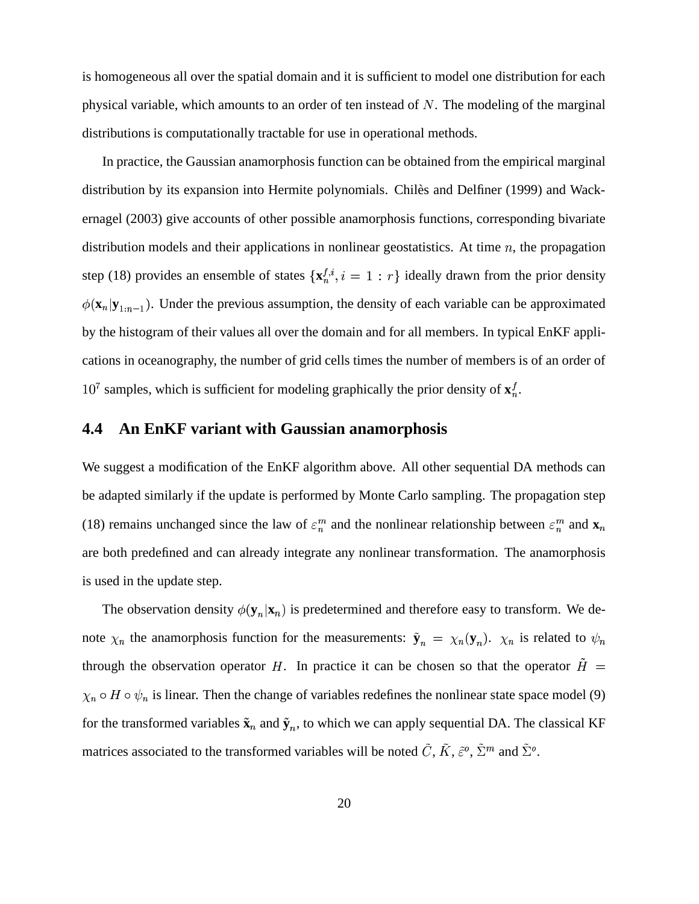is homogeneous all over the spatial domain and it is sufficient to model one distribution for each physical variable, which amounts to an order of ten instead of $N$. The modeling of the marginal distributions is computationally tractable for use in operational methods.

In practice, the Gaussian anamorphosis function can be obtained from the empirical marginal distribution by its expansion into Hermite polynomials. Chilès and Delfiner (1999) and Wackernagel (2003) give accounts of other possible anamorphosis functions, corresponding bivariate distribution models and their applications in nonlinear geostatistics. At time $n$, the propagation step (18) provides an ensemble of states $\{\mathbf{x}_n^{f,i}, i = 1 : r\}$ ideally drawn from the prior density $\phi(\mathbf{x}_n|\mathbf{y}_{1:n-1})$. Under the previous assumption, the density of each variable can be approximated by the histogram of their values all over the domain and for all members. In typical EnKF applications in oceanography, the number of grid cells times the number of members is of an order of $10^7$ samples, which is sufficient for modeling graphically the prior density of $\mathbf{x}_n^f$.

## 4.4 An EnKF variant with Gaussian anamorphosis

We suggest a modification of the EnKF algorithm above. All other sequential DA methods can be adapted similarly if the update is performed by Monte Carlo sampling. The propagation step (18) remains unchanged since the law of $\varepsilon_n^m$ and the nonlinear relationship between $\varepsilon_n^m$ and $\mathbf{x}_n$ are both predefined and can already integrate any nonlinear transformation. The anamorphosis is used in the update step.

The observation density $\phi(\mathbf{y}_n|\mathbf{x}_n)$ is predetermined and therefore easy to transform. We denote $\chi_n$ the anamorphosis function for the measurements: $\tilde{\mathbf{y}}_n = \chi_n(\mathbf{y}_n)$. $\chi_n$ is related to $\psi_n$ through the observation operator $H$. In practice it can be chosen so that the operator $\tilde{H} = \chi_n \circ H \circ \psi_n$ is linear. Then the change of variables redefines the nonlinear state space model (9) for the transformed variables $\tilde{\mathbf{x}}_n$ and $\tilde{\mathbf{y}}_n$, to which we can apply sequential DA. The classical KF matrices associated to the transformed variables will be noted $\tilde{C}$, $\tilde{K}$, $\tilde{\varepsilon}^o$, $\tilde{\Sigma}^m$ and $\tilde{\Sigma}^o$.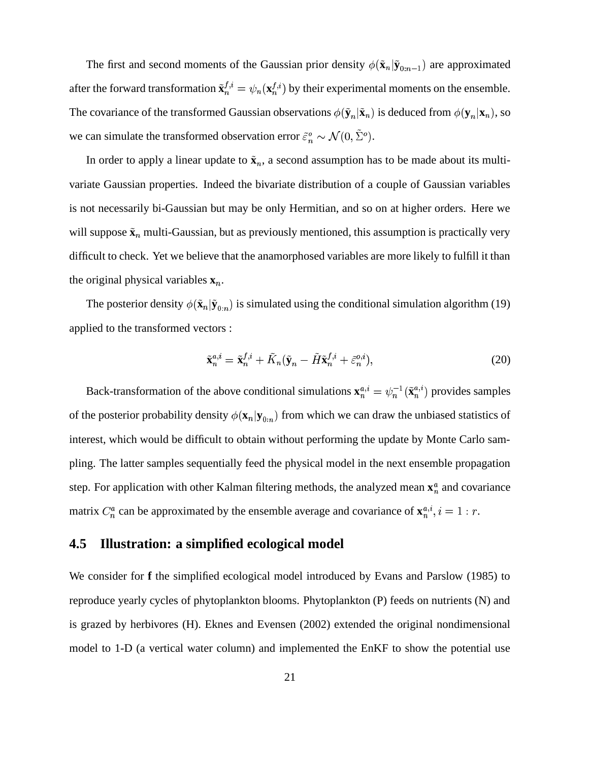The first and second moments of the Gaussian prior density $\phi(\tilde{\mathbf{x}}_n|\tilde{\mathbf{y}}_{0:n-1})$ are approximated after the forward transformation $\tilde{\mathbf{x}}_n^{f,i} = \psi_n(\mathbf{x}_n^{f,i})$ by their experimental moments on the ensemble. The covariance of the transformed Gaussian observations $\phi(\tilde{\mathbf{y}}_n|\tilde{\mathbf{x}}_n)$ is deduced from $\phi(\mathbf{y}_n|\mathbf{x}_n)$, so we can simulate the transformed observation error $\tilde{\varepsilon}_n^o \sim \mathcal{N}(0, \tilde{\Sigma}^o)$.

In order to apply a linear update to $\tilde{\mathbf{x}}_n$, a second assumption has to be made about its multivariate Gaussian properties. Indeed the bivariate distribution of a couple of Gaussian variables is not necessarily bi-Gaussian but may be only Hermitian, and so on at higher orders. Here we will suppose $\tilde{\mathbf{x}}_n$ multi-Gaussian, but as previously mentioned, this assumption is practically very difficult to check. Yet we believe that the anamorphosed variables are more likely to fulfill it than the original physical variables $\mathbf{x}_n$.

The posterior density $\phi(\tilde{\mathbf{x}}_n|\tilde{\mathbf{y}}_{0:n})$ is simulated using the conditional simulation algorithm (19) applied to the transformed vectors :

$$\tilde{\mathbf{x}}_n^{a,i} = \tilde{\mathbf{x}}_n^{f,i} + \tilde{K}_n(\tilde{\mathbf{y}}_n - \tilde{H}\tilde{\mathbf{x}}_n^{f,i} + \tilde{\varepsilon}_n^{o,i}), \tag{20}$$

Back-transformation of the above conditional simulations $\mathbf{x}_n^{a,i} = \psi_n^{-1}(\tilde{\mathbf{x}}_n^{a,i})$ provides samples of the posterior probability density $\phi(\mathbf{x}_n|\mathbf{y}_{0:n})$ from which we can draw the unbiased statistics of interest, which would be difficult to obtain without performing the update by Monte Carlo sampling. The latter samples sequentially feed the physical model in the next ensemble propagation step. For application with other Kalman filtering methods, the analyzed mean $\mathbf{x}_n^a$ and covariance matrix $C_n^a$ can be approximated by the ensemble average and covariance of $\mathbf{x}_n^{a,i}, i = 1 : r$.

## 4.5 Illustration: a simplified ecological model

We consider for **f** the simplified ecological model introduced by Evans and Parslow (1985) to reproduce yearly cycles of phytoplankton blooms. Phytoplankton (P) feeds on nutrients (N) and is grazed by herbivores (H). Eknes and Evensen (2002) extended the original nondimensional model to 1-D (a vertical water column) and implemented the EnKF to show the potential use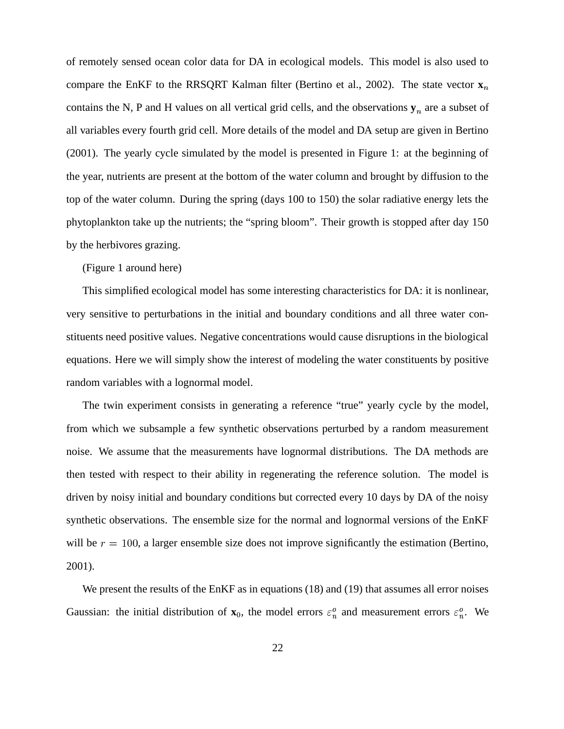of remotely sensed ocean color data for DA in ecological models. This model is also used to compare the EnKF to the RRSQRT Kalman filter (Bertino et al., 2002). The state vector $\mathbf{x}_n$ contains the N, P and H values on all vertical grid cells, and the observations $\mathbf{y}_n$ are a subset of all variables every fourth grid cell. More details of the model and DA setup are given in Bertino (2001). The yearly cycle simulated by the model is presented in Figure 1: at the beginning of the year, nutrients are present at the bottom of the water column and brought by diffusion to the top of the water column. During the spring (days 100 to 150) the solar radiative energy lets the phytoplankton take up the nutrients; the "spring bloom". Their growth is stopped after day 150 by the herbivores grazing.

(Figure 1 around here)

This simplified ecological model has some interesting characteristics for DA: it is nonlinear, very sensitive to perturbations in the initial and boundary conditions and all three water constituents need positive values. Negative concentrations would cause disruptions in the biological equations. Here we will simply show the interest of modeling the water constituents by positive random variables with a lognormal model.

The twin experiment consists in generating a reference "true" yearly cycle by the model, from which we subsample a few synthetic observations perturbed by a random measurement noise. We assume that the measurements have lognormal distributions. The DA methods are then tested with respect to their ability in regenerating the reference solution. The model is driven by noisy initial and boundary conditions but corrected every 10 days by DA of the noisy synthetic observations. The ensemble size for the normal and lognormal versions of the EnKF will be $r = 100$, a larger ensemble size does not improve significantly the estimation (Bertino, 2001).

We present the results of the EnKF as in equations (18) and (19) that assumes all error noises Gaussian: the initial distribution of $\mathbf{x}_0$, the model errors $\varepsilon_n^o$ and measurement errors $\varepsilon_n^o$. We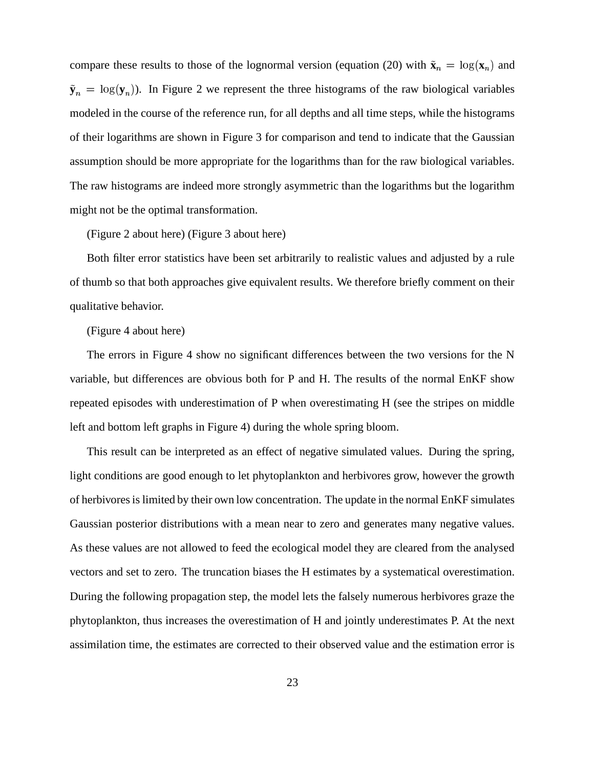compare these results to those of the lognormal version (equation (20) with $\tilde{\mathbf{x}}_n = \log(\mathbf{x}_n)$ and $\tilde{\mathbf{y}}_n = \log(\mathbf{y}_n)$). In Figure 2 we represent the three histograms of the raw biological variables modeled in the course of the reference run, for all depths and all time steps, while the histograms of their logarithms are shown in Figure 3 for comparison and tend to indicate that the Gaussian assumption should be more appropriate for the logarithms than for the raw biological variables. The raw histograms are indeed more strongly asymmetric than the logarithms but the logarithm might not be the optimal transformation.

(Figure 2 about here) (Figure 3 about here)

Both filter error statistics have been set arbitrarily to realistic values and adjusted by a rule of thumb so that both approaches give equivalent results. We therefore briefly comment on their qualitative behavior.

(Figure 4 about here)

The errors in Figure 4 show no significant differences between the two versions for the N variable, but differences are obvious both for P and H. The results of the normal EnKF show repeated episodes with underestimation of P when overestimating H (see the stripes on middle left and bottom left graphs in Figure 4) during the whole spring bloom.

This result can be interpreted as an effect of negative simulated values. During the spring, light conditions are good enough to let phytoplankton and herbivores grow, however the growth of herbivores is limited by their own low concentration. The update in the normal EnKF simulates Gaussian posterior distributions with a mean near to zero and generates many negative values. As these values are not allowed to feed the ecological model they are cleared from the analysed vectors and set to zero. The truncation biases the H estimates by a systematical overestimation. During the following propagation step, the model lets the falsely numerous herbivores graze the phytoplankton, thus increases the overestimation of H and jointly underestimates P. At the next assimilation time, the estimates are corrected to their observed value and the estimation error is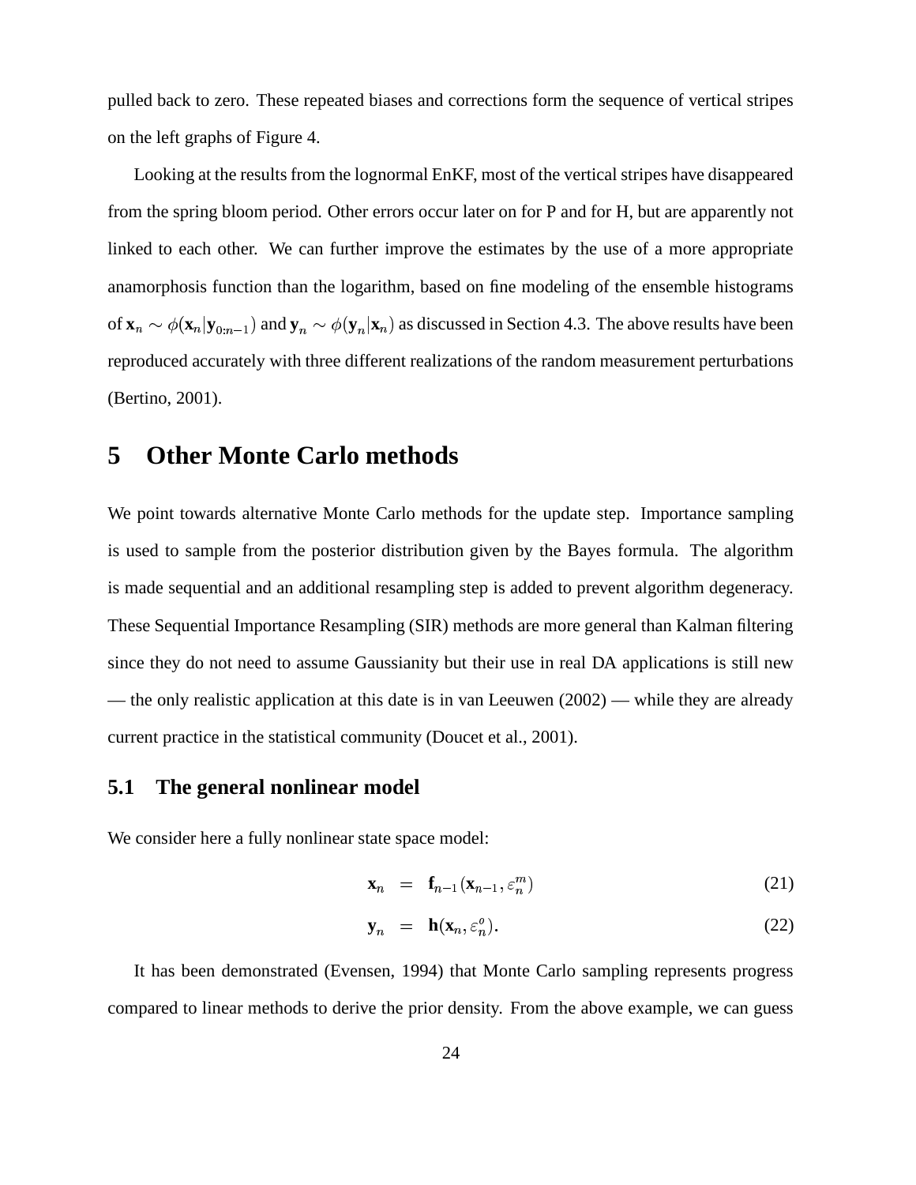pulled back to zero. These repeated biases and corrections form the sequence of vertical stripes on the left graphs of Figure 4.

Looking at the results from the lognormal EnKF, most of the vertical stripes have disappeared from the spring bloom period. Other errors occur later on for P and for H, but are apparently not linked to each other. We can further improve the estimates by the use of a more appropriate anamorphosis function than the logarithm, based on fine modeling of the ensemble histograms of $\mathbf{x}_n \sim \phi(\mathbf{x}_n|\mathbf{y}_{0:n-1})$ and $\mathbf{y}_n \sim \phi(\mathbf{y}_n|\mathbf{x}_n)$ as discussed in Section 4.3. The above results have been reproduced accurately with three different realizations of the random measurement perturbations (Bertino, 2001).

# 5 Other Monte Carlo methods

We point towards alternative Monte Carlo methods for the update step. Importance sampling is used to sample from the posterior distribution given by the Bayes formula. The algorithm is made sequential and an additional resampling step is added to prevent algorithm degeneracy. These Sequential Importance Resampling (SIR) methods are more general than Kalman filtering since they do not need to assume Gaussianity but their use in real DA applications is still new — the only realistic application at this date is in van Leeuwen (2002) — while they are already current practice in the statistical community (Doucet et al., 2001).

## 5.1 The general nonlinear model

We consider here a fully nonlinear state space model:

$$\mathbf{x}_n = \mathbf{f}_{n-1}(\mathbf{x}_{n-1}, \varepsilon_n^m) \tag{21}$$

$$\mathbf{y}_n = \mathbf{h}(\mathbf{x}_n, \varepsilon_n^o). \tag{22}$$

It has been demonstrated (Evensen, 1994) that Monte Carlo sampling represents progress compared to linear methods to derive the prior density. From the above example, we can guess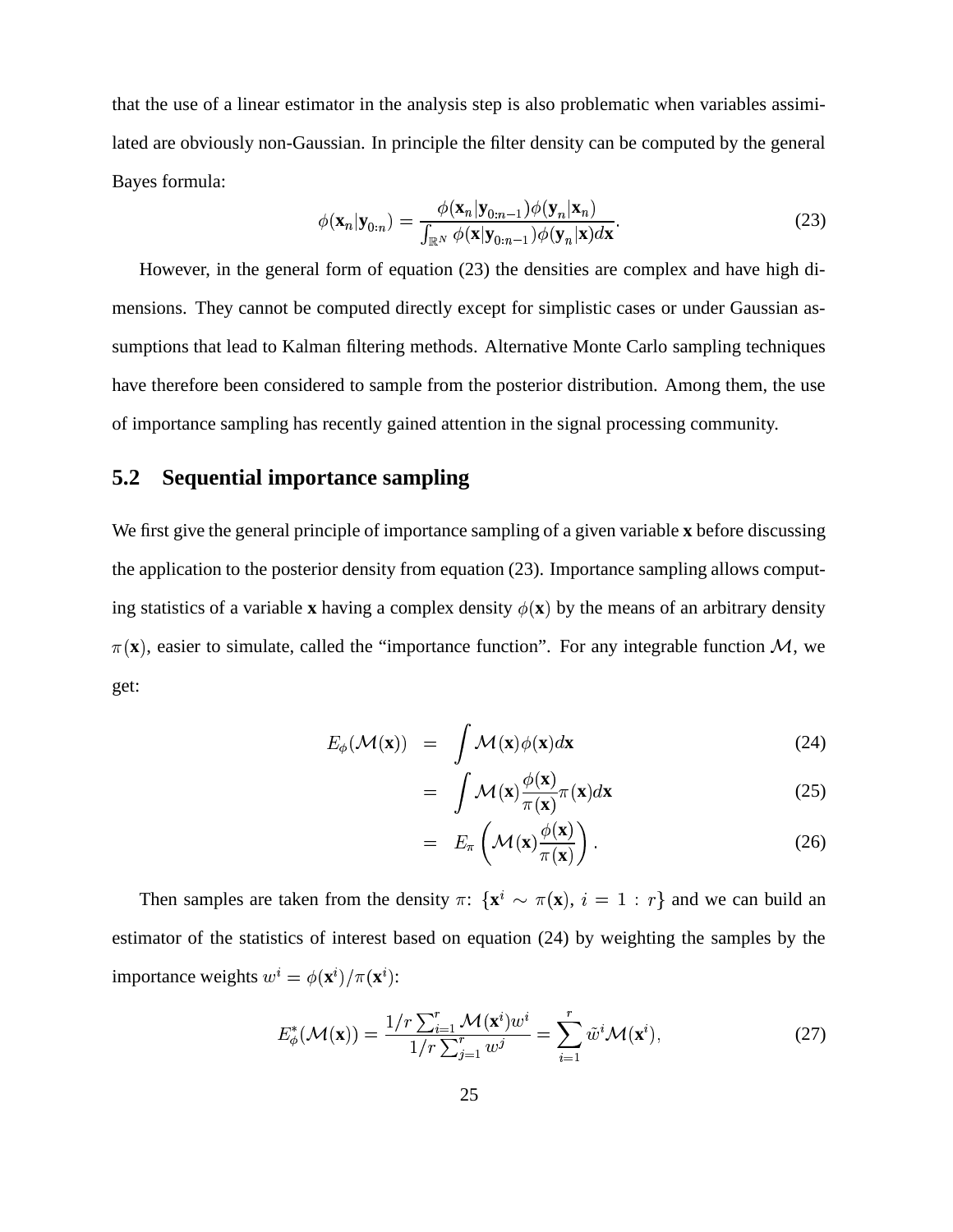that the use of a linear estimator in the analysis step is also problematic when variables assimilated are obviously non-Gaussian. In principle the filter density can be computed by the general Bayes formula:

$$\phi(\mathbf{x}_n|\mathbf{y}_{0:n}) = \frac{\phi(\mathbf{x}_n|\mathbf{y}_{0:n-1})\phi(\mathbf{y}_n|\mathbf{x}_n)}{\int_{\mathbb{R}^N} \phi(\mathbf{x}|\mathbf{y}_{0:n-1})\phi(\mathbf{y}_n|\mathbf{x})d\mathbf{x}}. \tag{23}$$

However, in the general form of equation (23) the densities are complex and have high dimensions. They cannot be computed directly except for simplistic cases or under Gaussian assumptions that lead to Kalman filtering methods. Alternative Monte Carlo sampling techniques have therefore been considered to sample from the posterior distribution. Among them, the use of importance sampling has recently gained attention in the signal processing community.

## 5.2 Sequential importance sampling

We first give the general principle of importance sampling of a given variable $\mathbf{x}$ before discussing the application to the posterior density from equation (23). Importance sampling allows computing statistics of a variable $\mathbf{x}$ having a complex density $\phi(\mathbf{x})$ by the means of an arbitrary density $\pi(\mathbf{x})$, easier to simulate, called the "importance function". For any integrable function $\mathcal{M}$, we get:

$$E_\phi(\mathcal{M}(\mathbf{x})) = \int \mathcal{M}(\mathbf{x})\phi(\mathbf{x})d\mathbf{x} \tag{24}$$

$$= \int \mathcal{M}(\mathbf{x})\frac{\phi(\mathbf{x})}{\pi(\mathbf{x})}\pi(\mathbf{x})d\mathbf{x} \tag{25}$$

$$= E_\pi\left(\mathcal{M}(\mathbf{x})\frac{\phi(\mathbf{x})}{\pi(\mathbf{x})}\right). \tag{26}$$

Then samples are taken from the density $\pi$: $\{\mathbf{x}^i \sim \pi(\mathbf{x}),\ i = 1 : r\}$ and we can build an estimator of the statistics of interest based on equation (24) by weighting the samples by the importance weights $w^i = \phi(\mathbf{x}^i)/\pi(\mathbf{x}^i)$:

$$E^*_\phi(\mathcal{M}(\mathbf{x})) = \frac{1/r\sum_{i=1}^r \mathcal{M}(\mathbf{x}^i)w^i}{1/r\sum_{j=1}^r w^j} = \sum_{i=1}^r \tilde{w}^i\mathcal{M}(\mathbf{x}^i), \tag{27}$$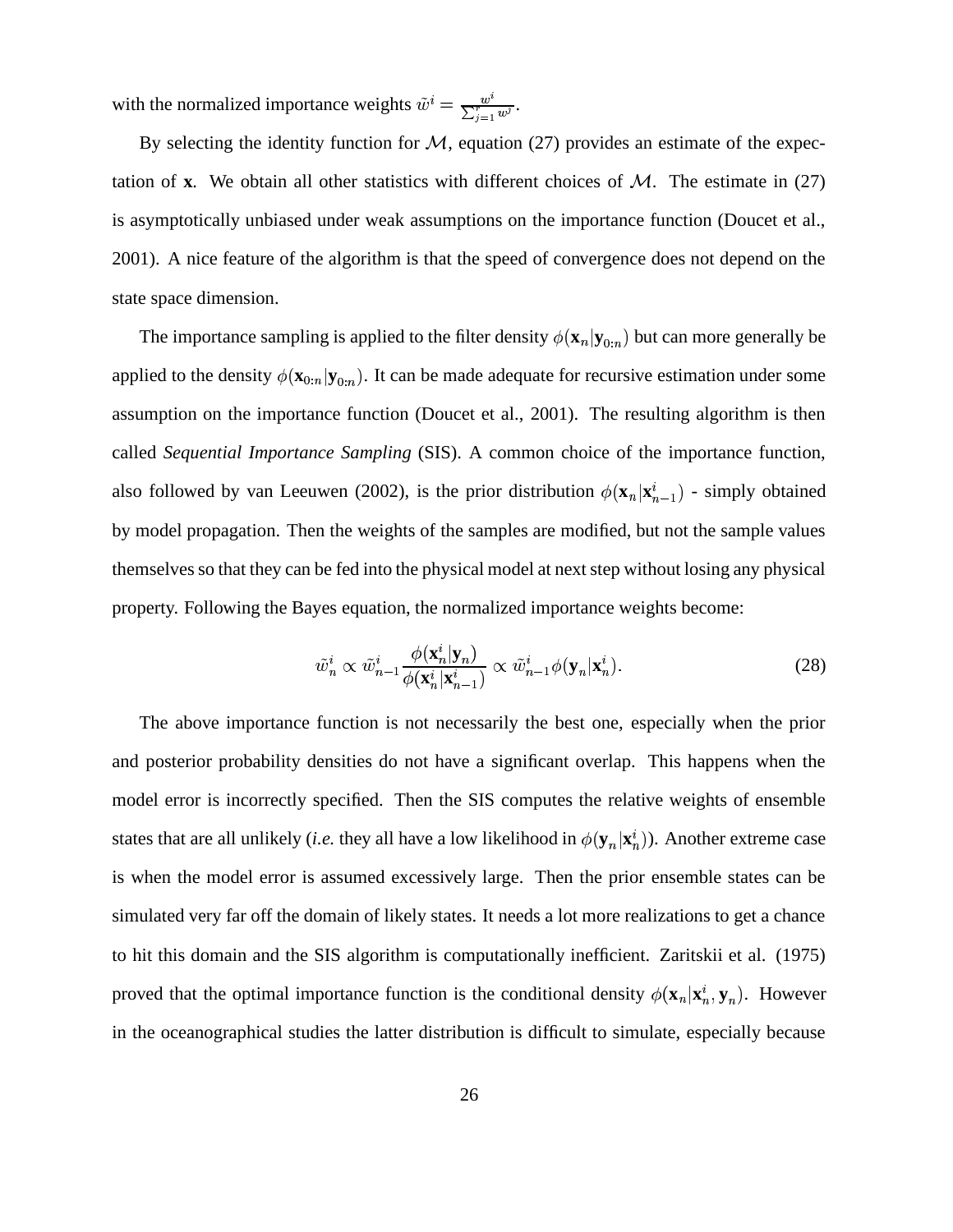with the normalized importance weights $\tilde{w}^i = \frac{w^i}{\sum_{j=1}^{r} w^j}$.

By selecting the identity function for $\mathcal{M}$, equation (27) provides an estimate of the expectation of **x**. We obtain all other statistics with different choices of $\mathcal{M}$. The estimate in (27) is asymptotically unbiased under weak assumptions on the importance function (Doucet et al., 2001). A nice feature of the algorithm is that the speed of convergence does not depend on the state space dimension.

The importance sampling is applied to the filter density $\phi(\mathbf{x}_n|\mathbf{y}_{0:n})$ but can more generally be applied to the density $\phi(\mathbf{x}_{0:n}|\mathbf{y}_{0:n})$. It can be made adequate for recursive estimation under some assumption on the importance function (Doucet et al., 2001). The resulting algorithm is then called *Sequential Importance Sampling* (SIS). A common choice of the importance function, also followed by van Leeuwen (2002), is the prior distribution $\phi(\mathbf{x}_n|\mathbf{x}_{n-1}^i)$ - simply obtained by model propagation. Then the weights of the samples are modified, but not the sample values themselves so that they can be fed into the physical model at next step without losing any physical property. Following the Bayes equation, the normalized importance weights become:

$$\tilde{w}_n^i \propto \tilde{w}_{n-1}^i \frac{\phi(\mathbf{x}_n^i|\mathbf{y}_n)}{\phi(\mathbf{x}_n^i|\mathbf{x}_{n-1}^i)} \propto \tilde{w}_{n-1}^i \phi(\mathbf{y}_n|\mathbf{x}_n^i). \tag{28}$$

The above importance function is not necessarily the best one, especially when the prior and posterior probability densities do not have a significant overlap. This happens when the model error is incorrectly specified. Then the SIS computes the relative weights of ensemble states that are all unlikely (*i.e.* they all have a low likelihood in $\phi(\mathbf{y}_n|\mathbf{x}_n^i)$). Another extreme case is when the model error is assumed excessively large. Then the prior ensemble states can be simulated very far off the domain of likely states. It needs a lot more realizations to get a chance to hit this domain and the SIS algorithm is computationally inefficient. Zaritskii et al. (1975) proved that the optimal importance function is the conditional density $\phi(\mathbf{x}_n|\mathbf{x}_n^i, \mathbf{y}_n)$. However in the oceanographical studies the latter distribution is difficult to simulate, especially because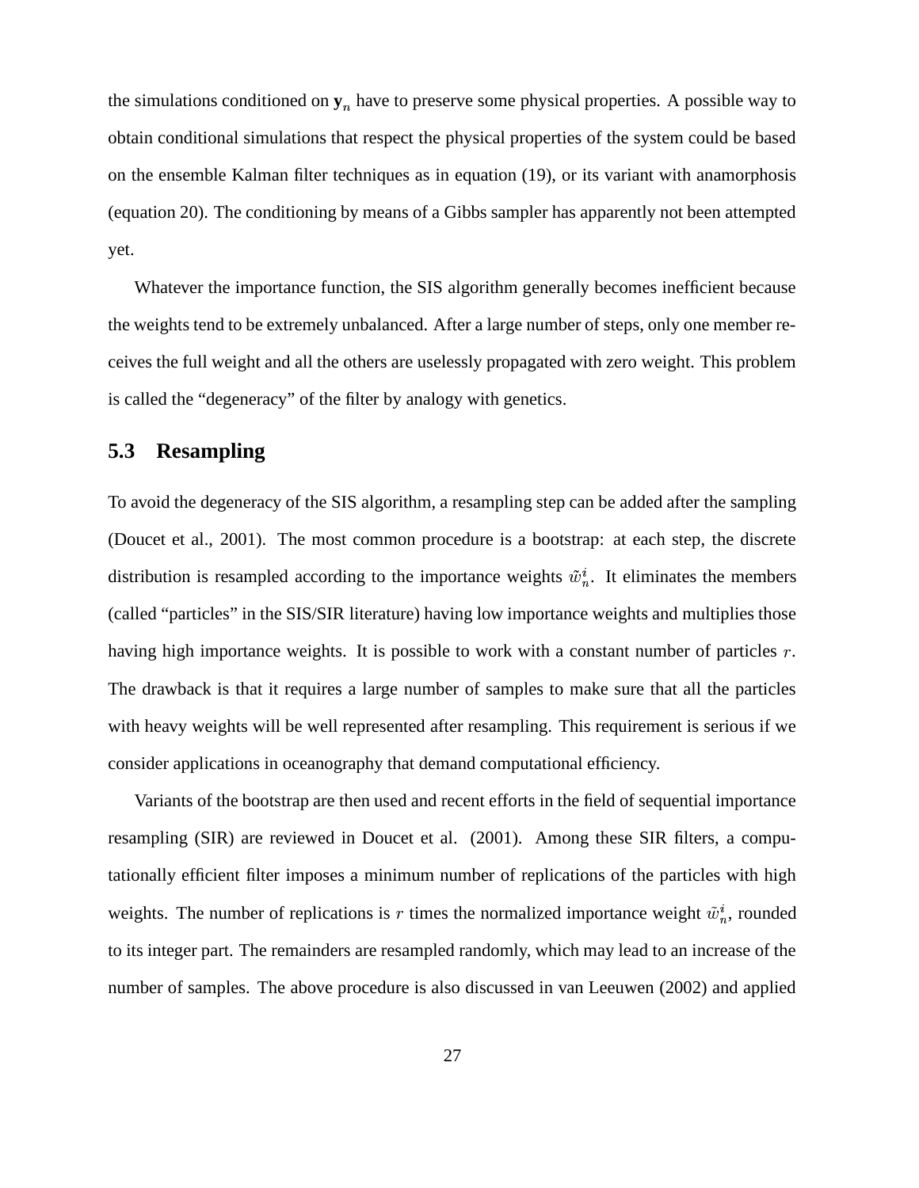the simulations conditioned on $\mathbf{y}_n$ have to preserve some physical properties. A possible way to obtain conditional simulations that respect the physical properties of the system could be based on the ensemble Kalman filter techniques as in equation (19), or its variant with anamorphosis (equation 20). The conditioning by means of a Gibbs sampler has apparently not been attempted yet.

Whatever the importance function, the SIS algorithm generally becomes inefficient because the weights tend to be extremely unbalanced. After a large number of steps, only one member receives the full weight and all the others are uselessly propagated with zero weight. This problem is called the "degeneracy" of the filter by analogy with genetics.

## 5.3 Resampling

To avoid the degeneracy of the SIS algorithm, a resampling step can be added after the sampling (Doucet et al., 2001). The most common procedure is a bootstrap: at each step, the discrete distribution is resampled according to the importance weights $\tilde{w}_n^i$. It eliminates the members (called "particles" in the SIS/SIR literature) having low importance weights and multiplies those having high importance weights. It is possible to work with a constant number of particles $r$. The drawback is that it requires a large number of samples to make sure that all the particles with heavy weights will be well represented after resampling. This requirement is serious if we consider applications in oceanography that demand computational efficiency.

Variants of the bootstrap are then used and recent efforts in the field of sequential importance resampling (SIR) are reviewed in Doucet et al. (2001). Among these SIR filters, a computationally efficient filter imposes a minimum number of replications of the particles with high weights. The number of replications is $r$ times the normalized importance weight $\tilde{w}_n^i$, rounded to its integer part. The remainders are resampled randomly, which may lead to an increase of the number of samples. The above procedure is also discussed in van Leeuwen (2002) and applied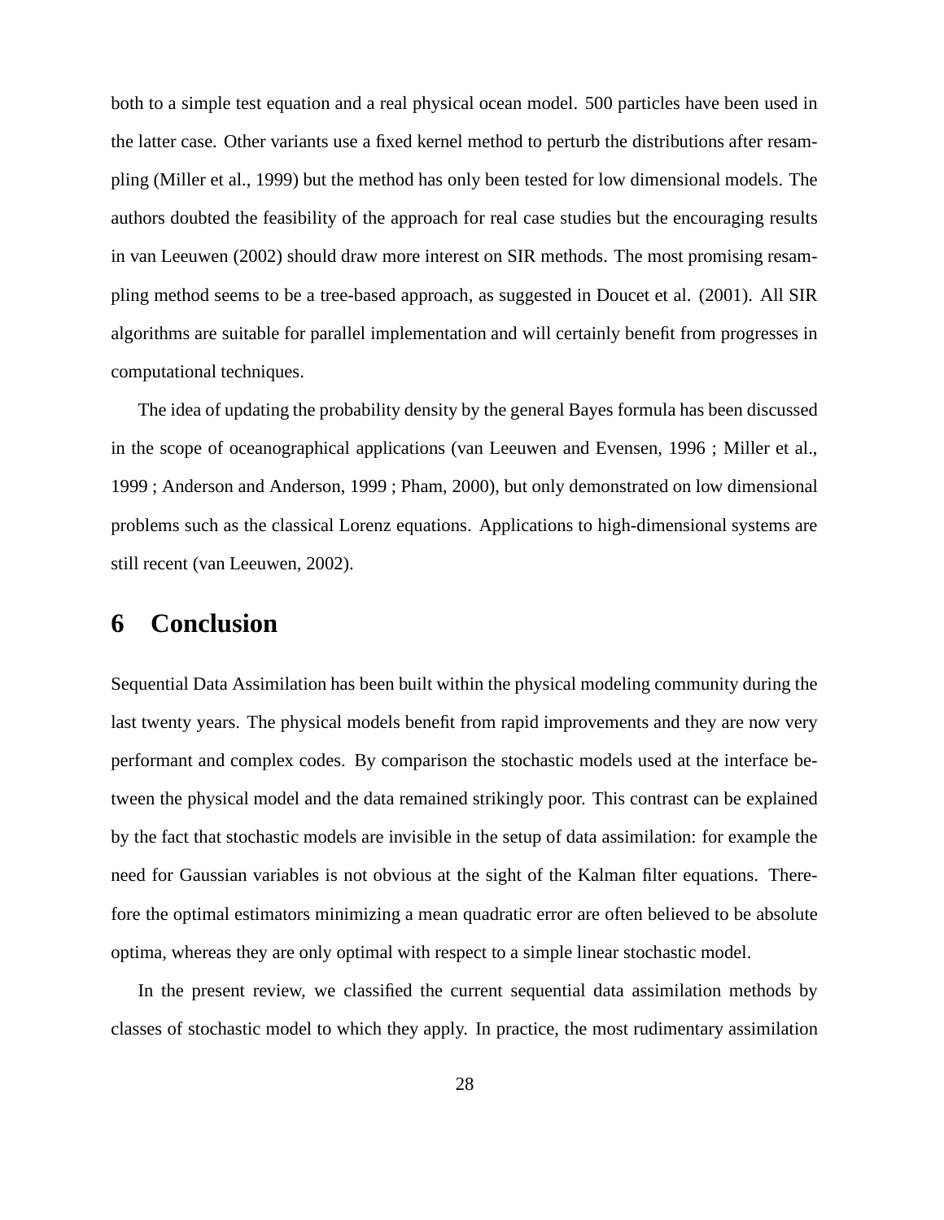both to a simple test equation and a real physical ocean model. 500 particles have been used in the latter case. Other variants use a fixed kernel method to perturb the distributions after resampling (Miller et al., 1999) but the method has only been tested for low dimensional models. The authors doubted the feasibility of the approach for real case studies but the encouraging results in van Leeuwen (2002) should draw more interest on SIR methods. The most promising resampling method seems to be a tree-based approach, as suggested in Doucet et al. (2001). All SIR algorithms are suitable for parallel implementation and will certainly benefit from progresses in computational techniques.

The idea of updating the probability density by the general Bayes formula has been discussed in the scope of oceanographical applications (van Leeuwen and Evensen, 1996 ; Miller et al., 1999 ; Anderson and Anderson, 1999 ; Pham, 2000), but only demonstrated on low dimensional problems such as the classical Lorenz equations. Applications to high-dimensional systems are still recent (van Leeuwen, 2002).

# 6 Conclusion

Sequential Data Assimilation has been built within the physical modeling community during the last twenty years. The physical models benefit from rapid improvements and they are now very performant and complex codes. By comparison the stochastic models used at the interface between the physical model and the data remained strikingly poor. This contrast can be explained by the fact that stochastic models are invisible in the setup of data assimilation: for example the need for Gaussian variables is not obvious at the sight of the Kalman filter equations. Therefore the optimal estimators minimizing a mean quadratic error are often believed to be absolute optima, whereas they are only optimal with respect to a simple linear stochastic model.

In the present review, we classified the current sequential data assimilation methods by classes of stochastic model to which they apply. In practice, the most rudimentary assimilation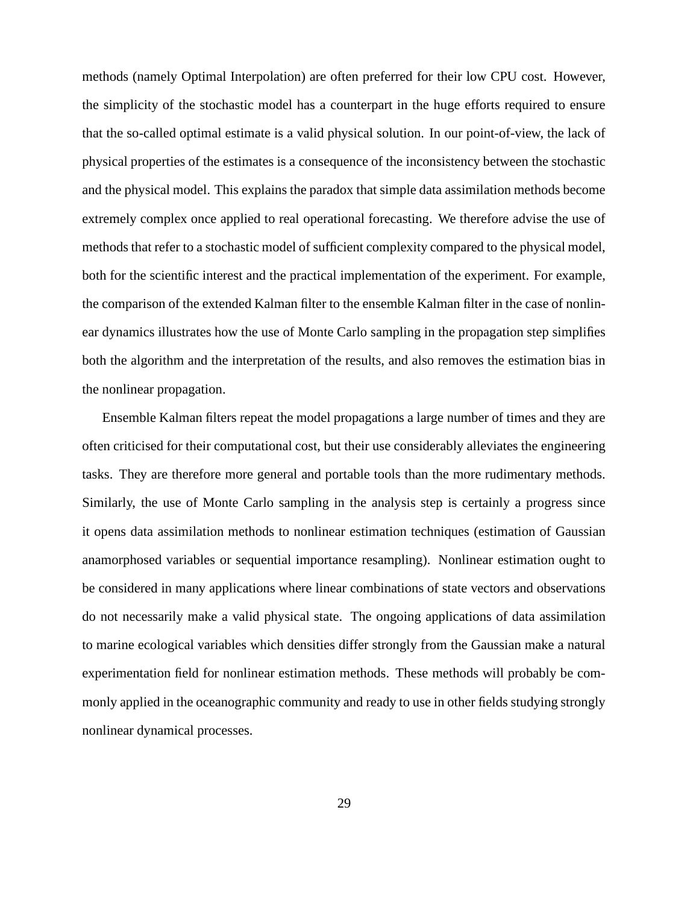methods (namely Optimal Interpolation) are often preferred for their low CPU cost. However, the simplicity of the stochastic model has a counterpart in the huge efforts required to ensure that the so-called optimal estimate is a valid physical solution. In our point-of-view, the lack of physical properties of the estimates is a consequence of the inconsistency between the stochastic and the physical model. This explains the paradox that simple data assimilation methods become extremely complex once applied to real operational forecasting. We therefore advise the use of methods that refer to a stochastic model of sufficient complexity compared to the physical model, both for the scientific interest and the practical implementation of the experiment. For example, the comparison of the extended Kalman filter to the ensemble Kalman filter in the case of nonlinear dynamics illustrates how the use of Monte Carlo sampling in the propagation step simplifies both the algorithm and the interpretation of the results, and also removes the estimation bias in the nonlinear propagation.

Ensemble Kalman filters repeat the model propagations a large number of times and they are often criticised for their computational cost, but their use considerably alleviates the engineering tasks. They are therefore more general and portable tools than the more rudimentary methods. Similarly, the use of Monte Carlo sampling in the analysis step is certainly a progress since it opens data assimilation methods to nonlinear estimation techniques (estimation of Gaussian anamorphosed variables or sequential importance resampling). Nonlinear estimation ought to be considered in many applications where linear combinations of state vectors and observations do not necessarily make a valid physical state. The ongoing applications of data assimilation to marine ecological variables which densities differ strongly from the Gaussian make a natural experimentation field for nonlinear estimation methods. These methods will probably be commonly applied in the oceanographic community and ready to use in other fields studying strongly nonlinear dynamical processes.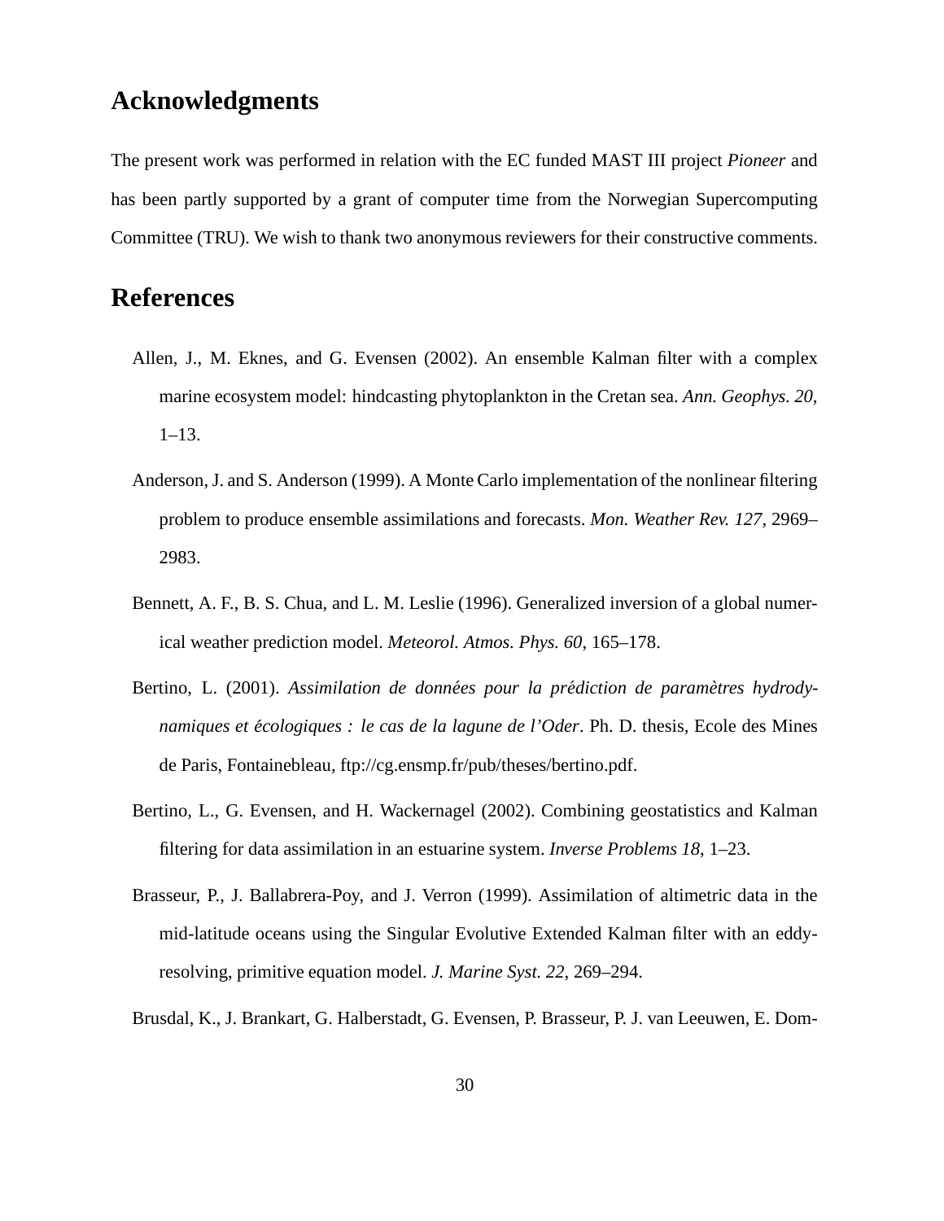## Acknowledgments

The present work was performed in relation with the EC funded MAST III project *Pioneer* and has been partly supported by a grant of computer time from the Norwegian Supercomputing Committee (TRU). We wish to thank two anonymous reviewers for their constructive comments.

## References

Allen, J., M. Eknes, and G. Evensen (2002). An ensemble Kalman filter with a complex marine ecosystem model: hindcasting phytoplankton in the Cretan sea. *Ann. Geophys. 20*, 1–13.

Anderson, J. and S. Anderson (1999). A Monte Carlo implementation of the nonlinear filtering problem to produce ensemble assimilations and forecasts. *Mon. Weather Rev. 127*, 2969–2983.

Bennett, A. F., B. S. Chua, and L. M. Leslie (1996). Generalized inversion of a global numerical weather prediction model. *Meteorol. Atmos. Phys. 60*, 165–178.

Bertino, L. (2001). *Assimilation de données pour la prédiction de paramètres hydrodynamiques et écologiques : le cas de la lagune de l'Oder*. Ph. D. thesis, Ecole des Mines de Paris, Fontainebleau, ftp://cg.ensmp.fr/pub/theses/bertino.pdf.

Bertino, L., G. Evensen, and H. Wackernagel (2002). Combining geostatistics and Kalman filtering for data assimilation in an estuarine system. *Inverse Problems 18*, 1–23.

Brasseur, P., J. Ballabrera-Poy, and J. Verron (1999). Assimilation of altimetric data in the mid-latitude oceans using the Singular Evolutive Extended Kalman filter with an eddy-resolving, primitive equation model. *J. Marine Syst. 22*, 269–294.

Brusdal, K., J. Brankart, G. Halberstadt, G. Evensen, P. Brasseur, P. J. van Leeuwen, E. Dom-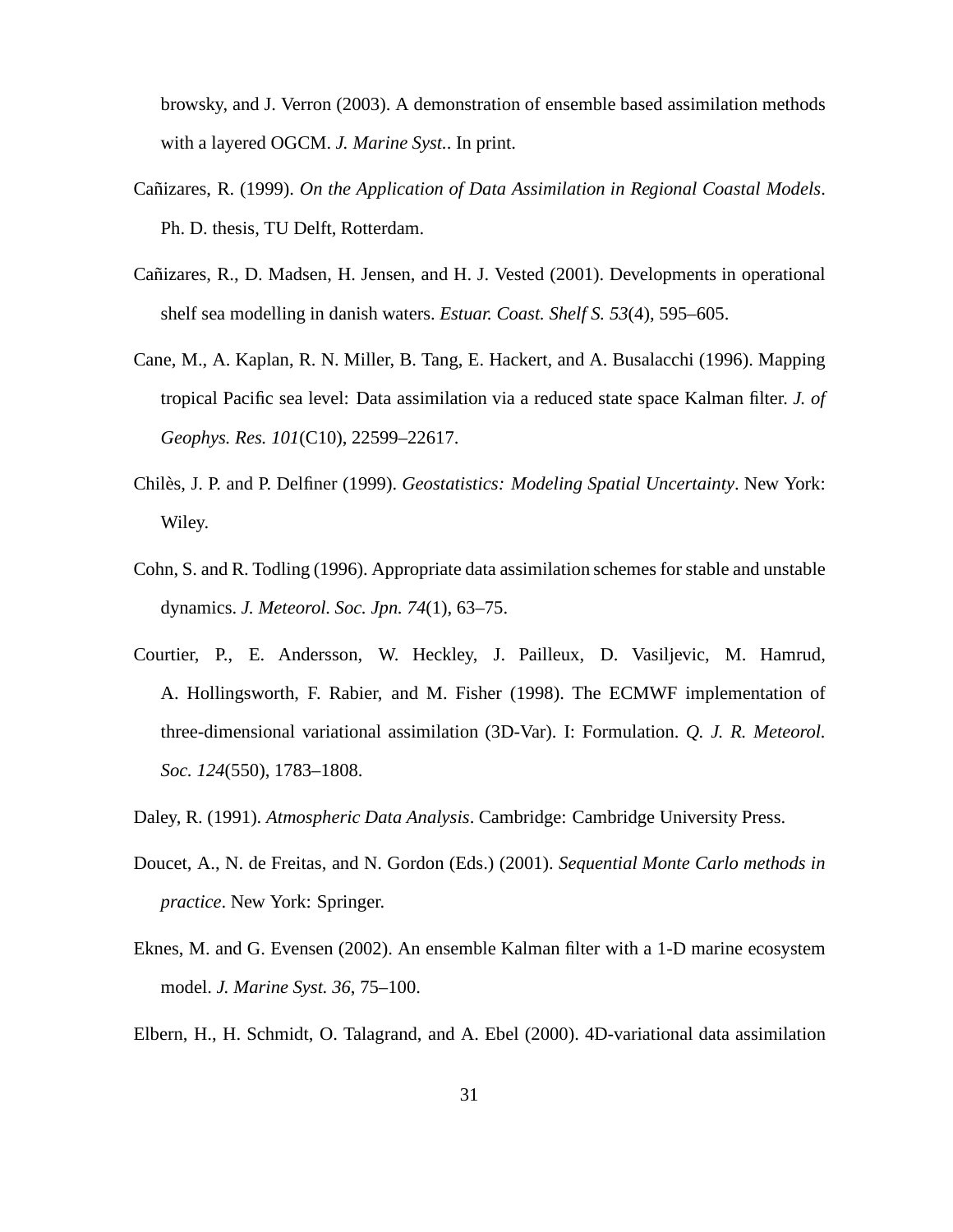browsky, and J. Verron (2003). A demonstration of ensemble based assimilation methods with a layered OGCM. *J. Marine Syst.*. In print.

Cañizares, R. (1999). *On the Application of Data Assimilation in Regional Coastal Models*. Ph. D. thesis, TU Delft, Rotterdam.

Cañizares, R., D. Madsen, H. Jensen, and H. J. Vested (2001). Developments in operational shelf sea modelling in danish waters. *Estuar. Coast. Shelf S. 53*(4), 595–605.

Cane, M., A. Kaplan, R. N. Miller, B. Tang, E. Hackert, and A. Busalacchi (1996). Mapping tropical Pacific sea level: Data assimilation via a reduced state space Kalman filter. *J. of Geophys. Res. 101*(C10), 22599–22617.

Chilès, J. P. and P. Delfiner (1999). *Geostatistics: Modeling Spatial Uncertainty*. New York: Wiley.

Cohn, S. and R. Todling (1996). Appropriate data assimilation schemes for stable and unstable dynamics. *J. Meteorol. Soc. Jpn. 74*(1), 63–75.

Courtier, P., E. Andersson, W. Heckley, J. Pailleux, D. Vasiljevic, M. Hamrud, A. Hollingsworth, F. Rabier, and M. Fisher (1998). The ECMWF implementation of three-dimensional variational assimilation (3D-Var). I: Formulation. *Q. J. R. Meteorol. Soc. 124*(550), 1783–1808.

Daley, R. (1991). *Atmospheric Data Analysis*. Cambridge: Cambridge University Press.

Doucet, A., N. de Freitas, and N. Gordon (Eds.) (2001). *Sequential Monte Carlo methods in practice*. New York: Springer.

Eknes, M. and G. Evensen (2002). An ensemble Kalman filter with a 1-D marine ecosystem model. *J. Marine Syst. 36*, 75–100.

Elbern, H., H. Schmidt, O. Talagrand, and A. Ebel (2000). 4D-variational data assimilation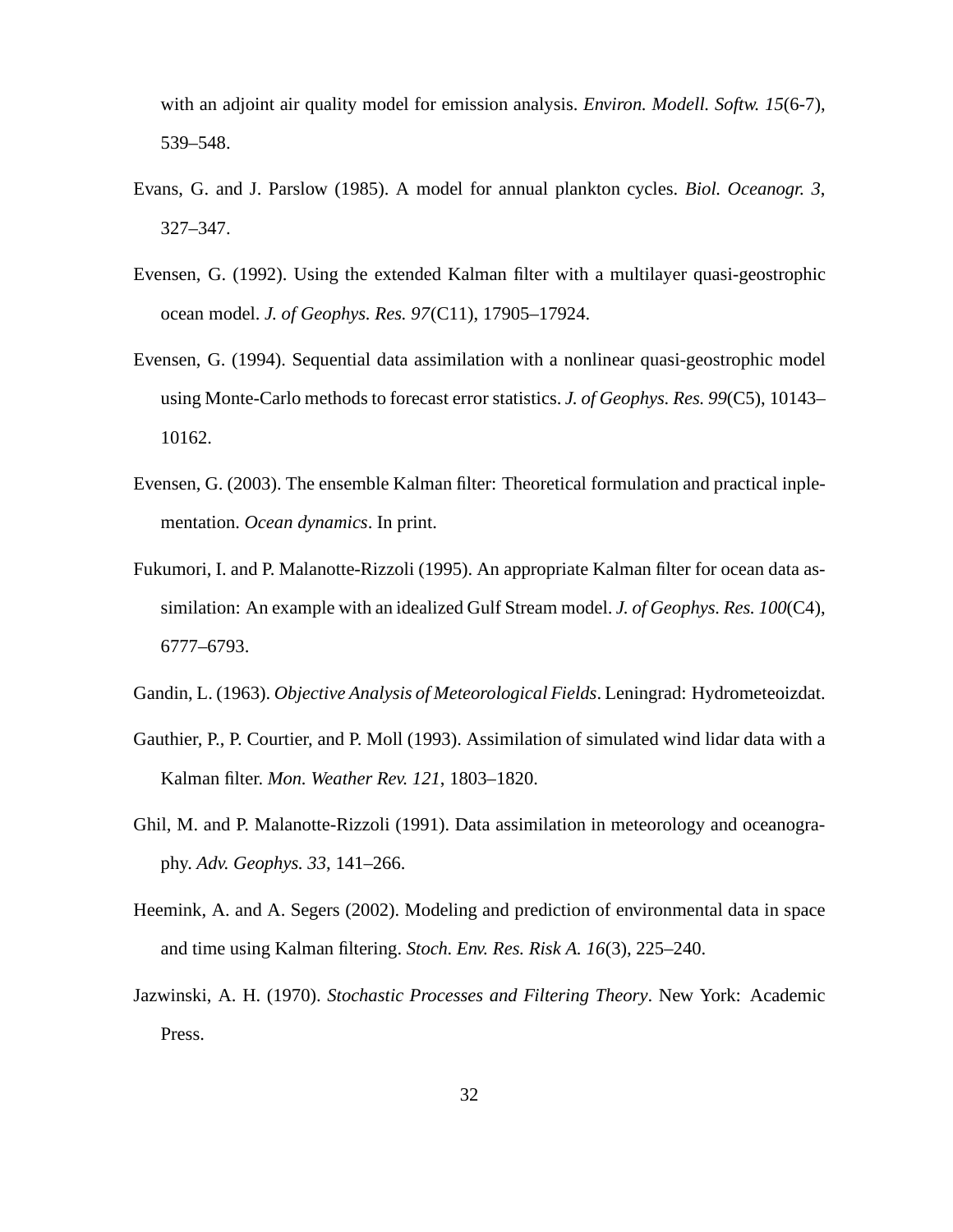with an adjoint air quality model for emission analysis. *Environ. Modell. Softw. 15*(6-7), 539–548.

Evans, G. and J. Parslow (1985). A model for annual plankton cycles. *Biol. Oceanogr. 3*, 327–347.

Evensen, G. (1992). Using the extended Kalman filter with a multilayer quasi-geostrophic ocean model. *J. of Geophys. Res. 97*(C11), 17905–17924.

Evensen, G. (1994). Sequential data assimilation with a nonlinear quasi-geostrophic model using Monte-Carlo methods to forecast error statistics. *J. of Geophys. Res. 99*(C5), 10143–10162.

Evensen, G. (2003). The ensemble Kalman filter: Theoretical formulation and practical inplementation. *Ocean dynamics*. In print.

Fukumori, I. and P. Malanotte-Rizzoli (1995). An appropriate Kalman filter for ocean data assimilation: An example with an idealized Gulf Stream model. *J. of Geophys. Res. 100*(C4), 6777–6793.

Gandin, L. (1963). *Objective Analysis of Meteorological Fields*. Leningrad: Hydrometeoizdat.

Gauthier, P., P. Courtier, and P. Moll (1993). Assimilation of simulated wind lidar data with a Kalman filter. *Mon. Weather Rev. 121*, 1803–1820.

Ghil, M. and P. Malanotte-Rizzoli (1991). Data assimilation in meteorology and oceanography. *Adv. Geophys. 33*, 141–266.

Heemink, A. and A. Segers (2002). Modeling and prediction of environmental data in space and time using Kalman filtering. *Stoch. Env. Res. Risk A. 16*(3), 225–240.

Jazwinski, A. H. (1970). *Stochastic Processes and Filtering Theory*. New York: Academic Press.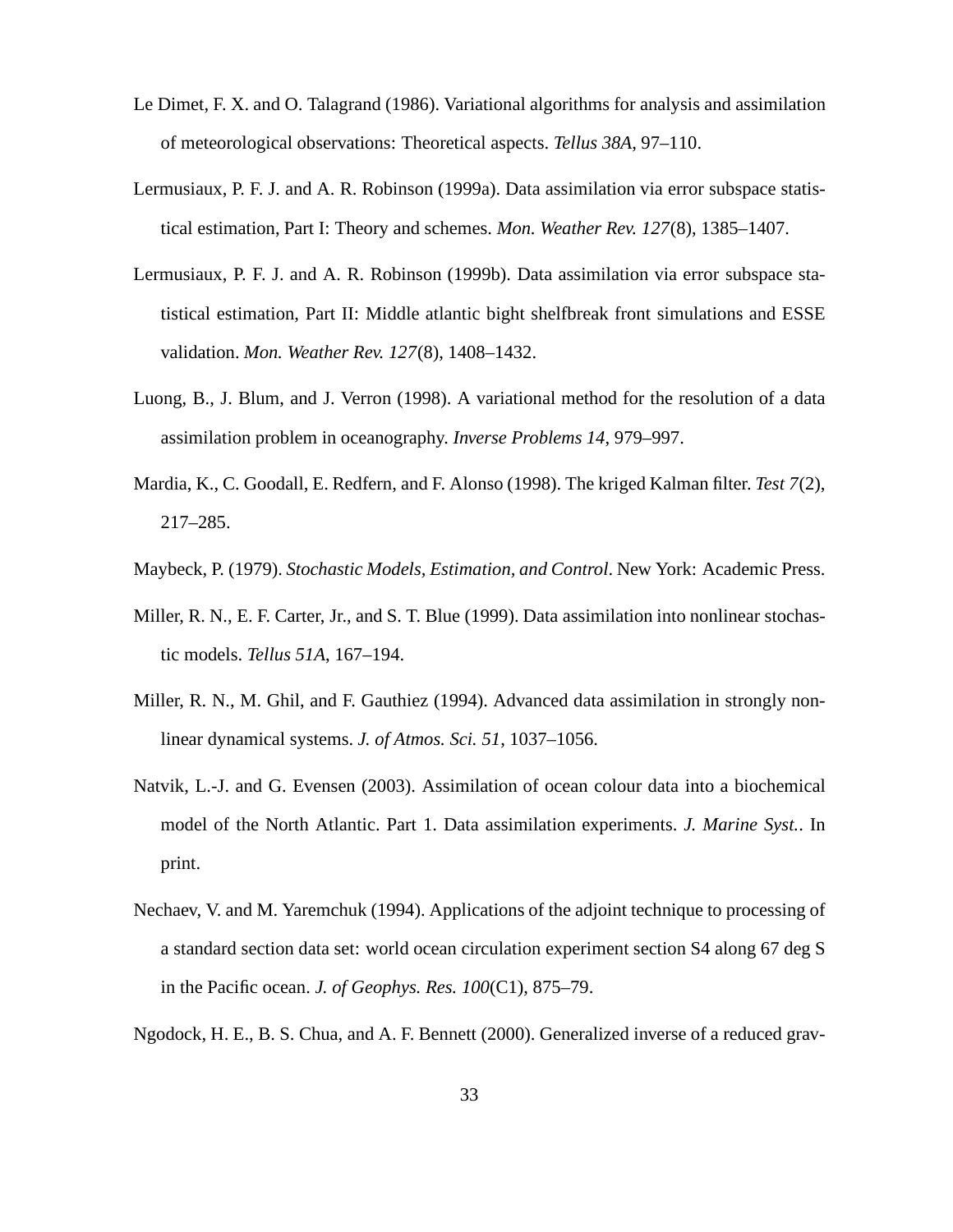Le Dimet, F. X. and O. Talagrand (1986). Variational algorithms for analysis and assimilation of meteorological observations: Theoretical aspects. *Tellus 38A*, 97–110.

Lermusiaux, P. F. J. and A. R. Robinson (1999a). Data assimilation via error subspace statistical estimation, Part I: Theory and schemes. *Mon. Weather Rev. 127*(8), 1385–1407.

Lermusiaux, P. F. J. and A. R. Robinson (1999b). Data assimilation via error subspace statistical estimation, Part II: Middle atlantic bight shelfbreak front simulations and ESSE validation. *Mon. Weather Rev. 127*(8), 1408–1432.

Luong, B., J. Blum, and J. Verron (1998). A variational method for the resolution of a data assimilation problem in oceanography. *Inverse Problems 14*, 979–997.

Mardia, K., C. Goodall, E. Redfern, and F. Alonso (1998). The kriged Kalman filter. *Test 7*(2), 217–285.

Maybeck, P. (1979). *Stochastic Models, Estimation, and Control*. New York: Academic Press.

Miller, R. N., E. F. Carter, Jr., and S. T. Blue (1999). Data assimilation into nonlinear stochastic models. *Tellus 51A*, 167–194.

Miller, R. N., M. Ghil, and F. Gauthiez (1994). Advanced data assimilation in strongly nonlinear dynamical systems. *J. of Atmos. Sci. 51*, 1037–1056.

Natvik, L.-J. and G. Evensen (2003). Assimilation of ocean colour data into a biochemical model of the North Atlantic. Part 1. Data assimilation experiments. *J. Marine Syst.*. In print.

Nechaev, V. and M. Yaremchuk (1994). Applications of the adjoint technique to processing of a standard section data set: world ocean circulation experiment section S4 along 67 deg S in the Pacific ocean. *J. of Geophys. Res. 100*(C1), 875–79.

Ngodock, H. E., B. S. Chua, and A. F. Bennett (2000). Generalized inverse of a reduced grav-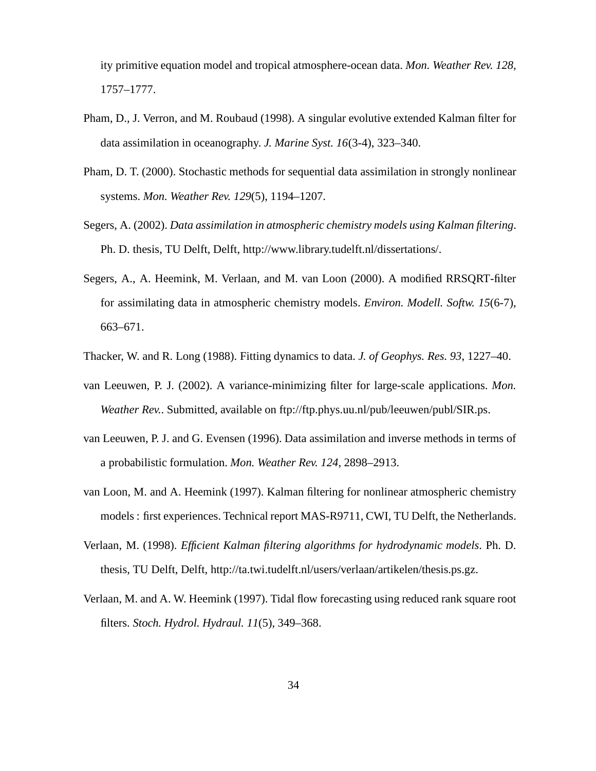ity primitive equation model and tropical atmosphere-ocean data. *Mon. Weather Rev. 128*, 1757–1777.

Pham, D., J. Verron, and M. Roubaud (1998). A singular evolutive extended Kalman filter for data assimilation in oceanography. *J. Marine Syst. 16*(3-4), 323–340.

Pham, D. T. (2000). Stochastic methods for sequential data assimilation in strongly nonlinear systems. *Mon. Weather Rev. 129*(5), 1194–1207.

Segers, A. (2002). *Data assimilation in atmospheric chemistry models using Kalman filtering*. Ph. D. thesis, TU Delft, Delft, http://www.library.tudelft.nl/dissertations/.

Segers, A., A. Heemink, M. Verlaan, and M. van Loon (2000). A modified RRSQRT-filter for assimilating data in atmospheric chemistry models. *Environ. Modell. Softw. 15*(6-7), 663–671.

Thacker, W. and R. Long (1988). Fitting dynamics to data. *J. of Geophys. Res. 93*, 1227–40.

van Leeuwen, P. J. (2002). A variance-minimizing filter for large-scale applications. *Mon. Weather Rev.*. Submitted, available on ftp://ftp.phys.uu.nl/pub/leeuwen/publ/SIR.ps.

van Leeuwen, P. J. and G. Evensen (1996). Data assimilation and inverse methods in terms of a probabilistic formulation. *Mon. Weather Rev. 124*, 2898–2913.

van Loon, M. and A. Heemink (1997). Kalman filtering for nonlinear atmospheric chemistry models : first experiences. Technical report MAS-R9711, CWI, TU Delft, the Netherlands.

Verlaan, M. (1998). *Efficient Kalman filtering algorithms for hydrodynamic models*. Ph. D. thesis, TU Delft, Delft, http://ta.twi.tudelft.nl/users/verlaan/artikelen/thesis.ps.gz.

Verlaan, M. and A. W. Heemink (1997). Tidal flow forecasting using reduced rank square root filters. *Stoch. Hydrol. Hydraul. 11*(5), 349–368.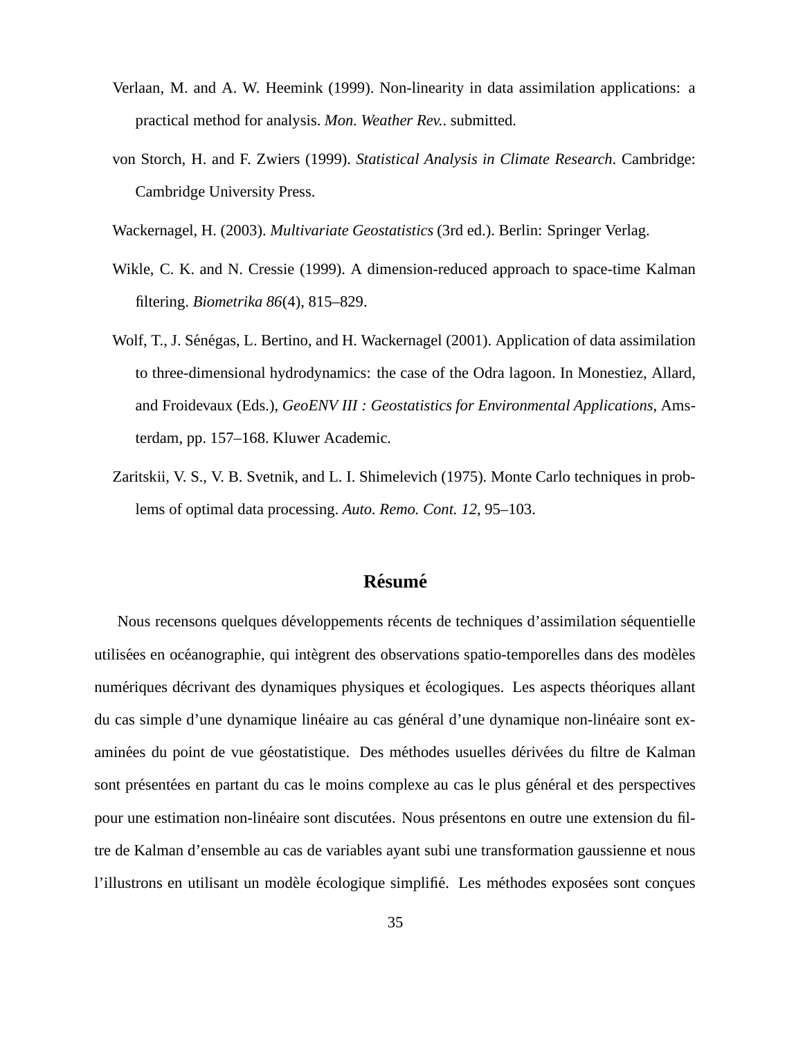Verlaan, M. and A. W. Heemink (1999). Non-linearity in data assimilation applications: a practical method for analysis. *Mon. Weather Rev.*. submitted.

von Storch, H. and F. Zwiers (1999). *Statistical Analysis in Climate Research*. Cambridge: Cambridge University Press.

Wackernagel, H. (2003). *Multivariate Geostatistics* (3rd ed.). Berlin: Springer Verlag.

Wikle, C. K. and N. Cressie (1999). A dimension-reduced approach to space-time Kalman filtering. *Biometrika 86*(4), 815–829.

Wolf, T., J. Sénégas, L. Bertino, and H. Wackernagel (2001). Application of data assimilation to three-dimensional hydrodynamics: the case of the Odra lagoon. In Monestiez, Allard, and Froidevaux (Eds.), *GeoENV III : Geostatistics for Environmental Applications*, Amsterdam, pp. 157–168. Kluwer Academic.

Zaritskii, V. S., V. B. Svetnik, and L. I. Shimelevich (1975). Monte Carlo techniques in problems of optimal data processing. *Auto. Remo. Cont. 12*, 95–103.

## Résumé

Nous recensons quelques développements récents de techniques d'assimilation séquentielle utilisées en océanographie, qui intègrent des observations spatio-temporelles dans des modèles numériques décrivant des dynamiques physiques et écologiques. Les aspects théoriques allant du cas simple d'une dynamique linéaire au cas général d'une dynamique non-linéaire sont examinées du point de vue géostatistique. Des méthodes usuelles dérivées du filtre de Kalman sont présentées en partant du cas le moins complexe au cas le plus général et des perspectives pour une estimation non-linéaire sont discutées. Nous présentons en outre une extension du filtre de Kalman d'ensemble au cas de variables ayant subi une transformation gaussienne et nous l'illustrons en utilisant un modèle écologique simplifié. Les méthodes exposées sont conçues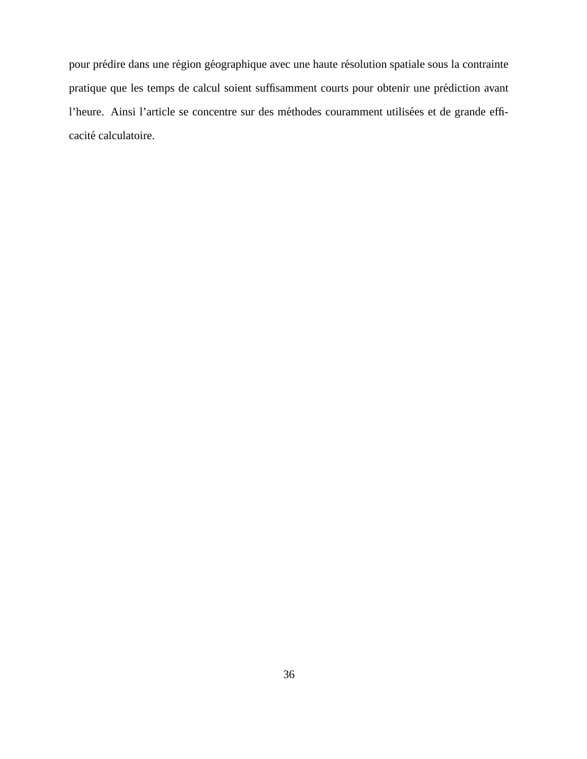pour prédire dans une région géographique avec une haute résolution spatiale sous la contrainte pratique que les temps de calcul soient suffisamment courts pour obtenir une prédiction avant l'heure. Ainsi l'article se concentre sur des méthodes couramment utilisées et de grande efficacité calculatoire.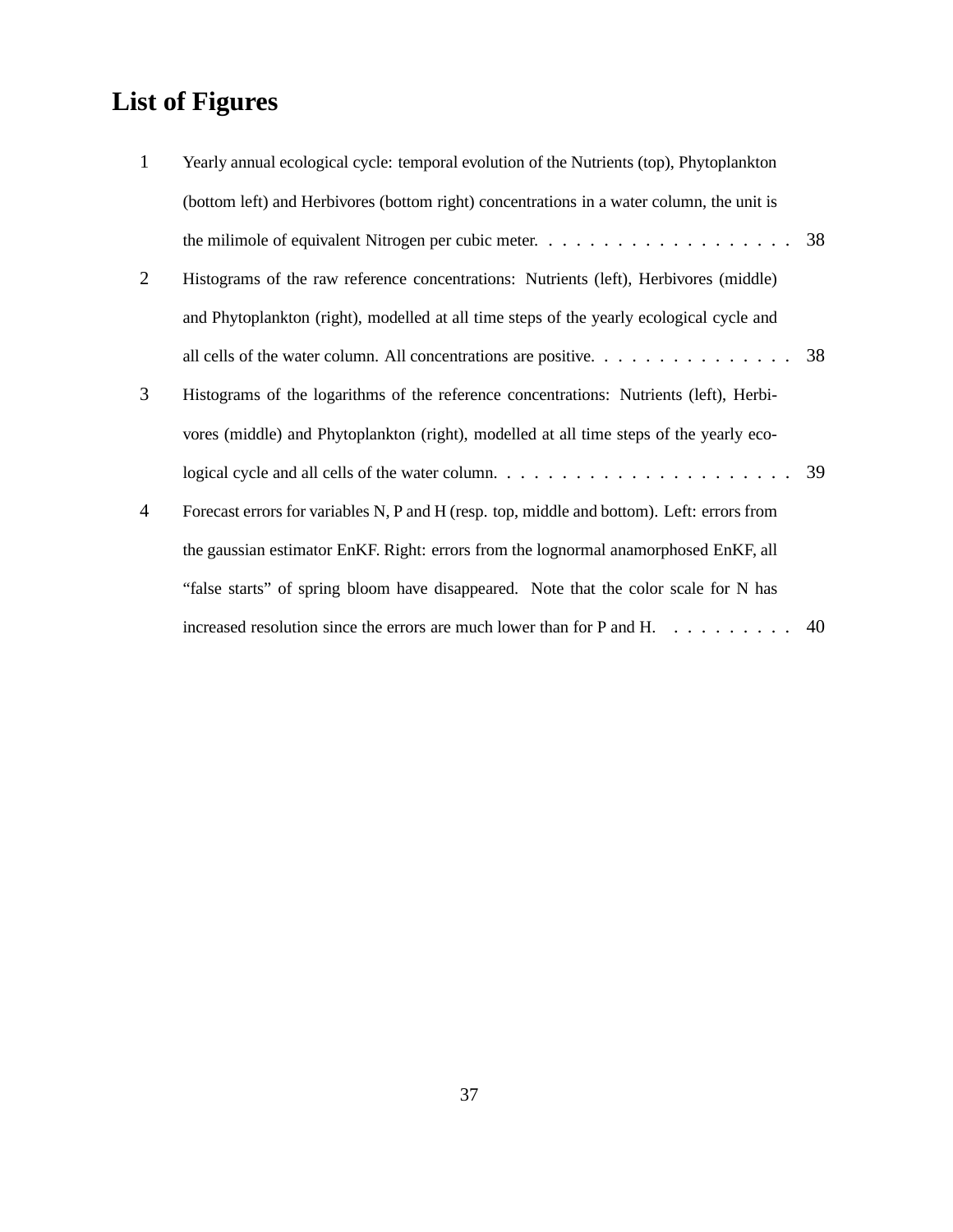# List of Figures

1. Yearly annual ecological cycle: temporal evolution of the Nutrients (top), Phytoplankton (bottom left) and Herbivores (bottom right) concentrations in a water column, the unit is the milimole of equivalent Nitrogen per cubic meter. . . . . . . . . . . . . . . . . . . 38
2. Histograms of the raw reference concentrations: Nutrients (left), Herbivores (middle) and Phytoplankton (right), modelled at all time steps of the yearly ecological cycle and all cells of the water column. All concentrations are positive. . . . . . . . . . . . . . . 38
3. Histograms of the logarithms of the reference concentrations: Nutrients (left), Herbivores (middle) and Phytoplankton (right), modelled at all time steps of the yearly ecological cycle and all cells of the water column. . . . . . . . . . . . . . . . . . . . . . 39
4. Forecast errors for variables N, P and H (resp. top, middle and bottom). Left: errors from the gaussian estimator EnKF. Right: errors from the lognormal anamorphosed EnKF, all “false starts” of spring bloom have disappeared. Note that the color scale for N has increased resolution since the errors are much lower than for P and H. . . . . . . . . . 40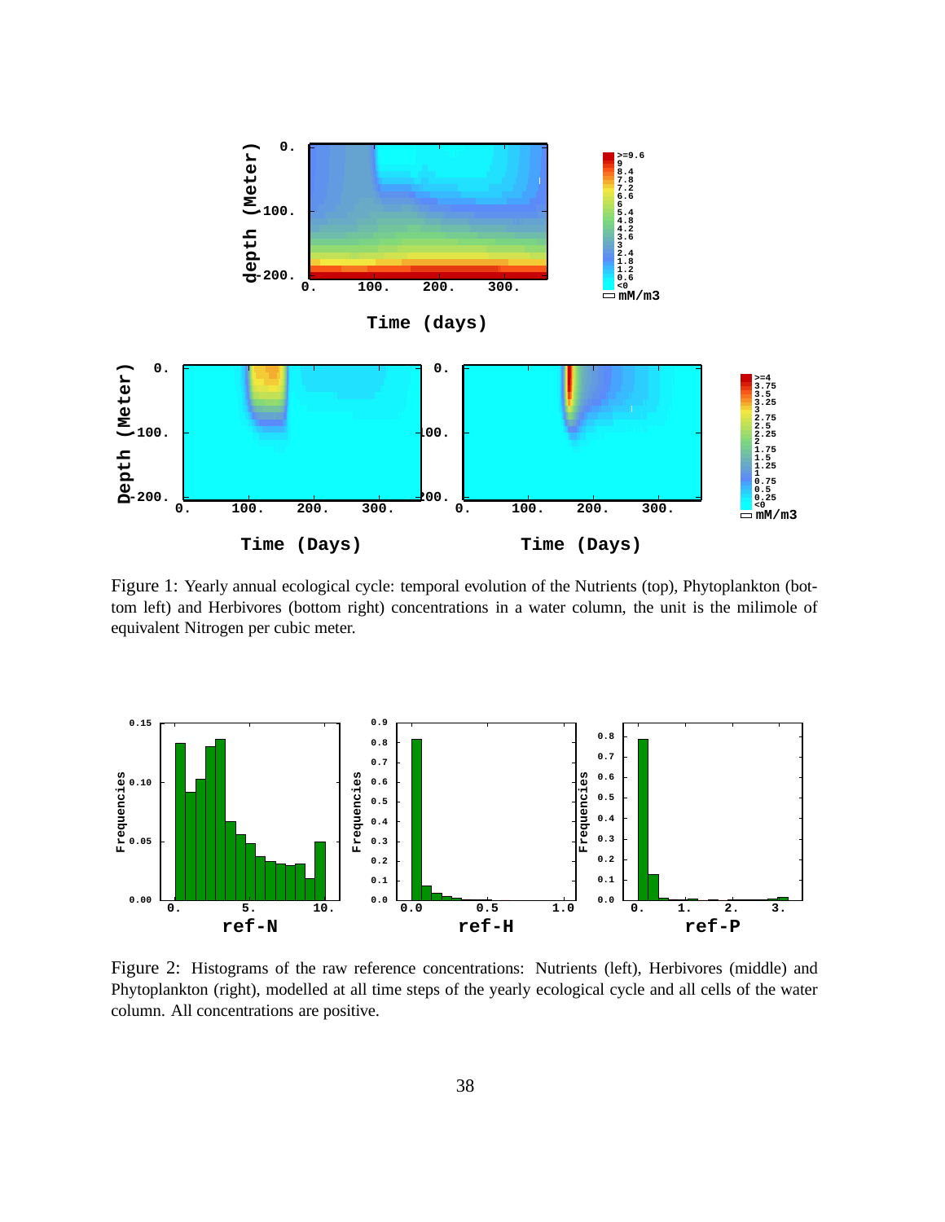Figure 1: Yearly annual ecological cycle: temporal evolution of the Nutrients (top), Phytoplankton (bottom left) and Herbivores (bottom right) concentrations in a water column, the unit is the milimole of equivalent Nitrogen per cubic meter.

Figure 2: Histograms of the raw reference concentrations: Nutrients (left), Herbivores (middle) and Phytoplankton (right), modelled at all time steps of the yearly ecological cycle and all cells of the water column. All concentrations are positive.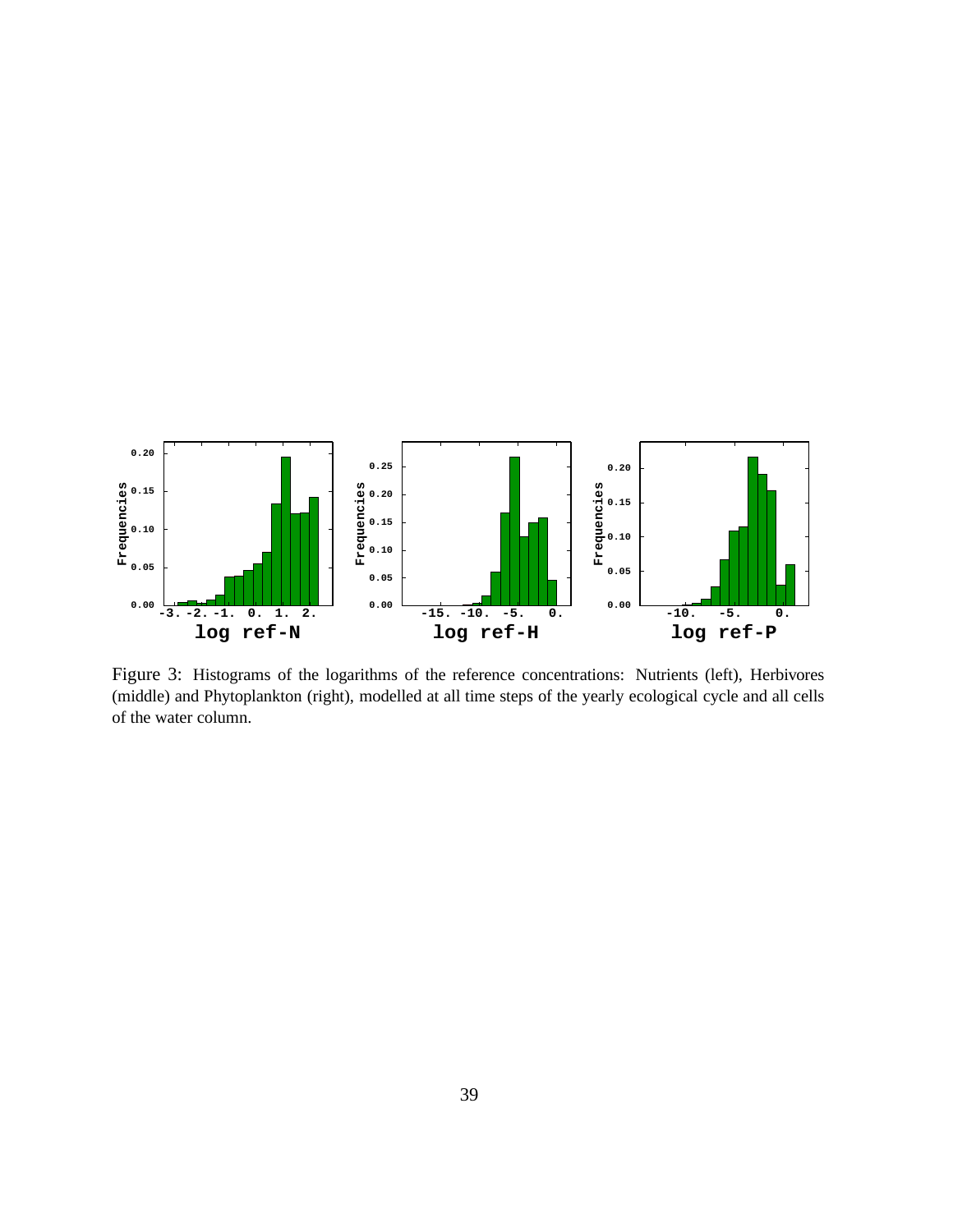Figure 3: Histograms of the logarithms of the reference concentrations: Nutrients (left), Herbivores (middle) and Phytoplankton (right), modelled at all time steps of the yearly ecological cycle and all cells of the water column.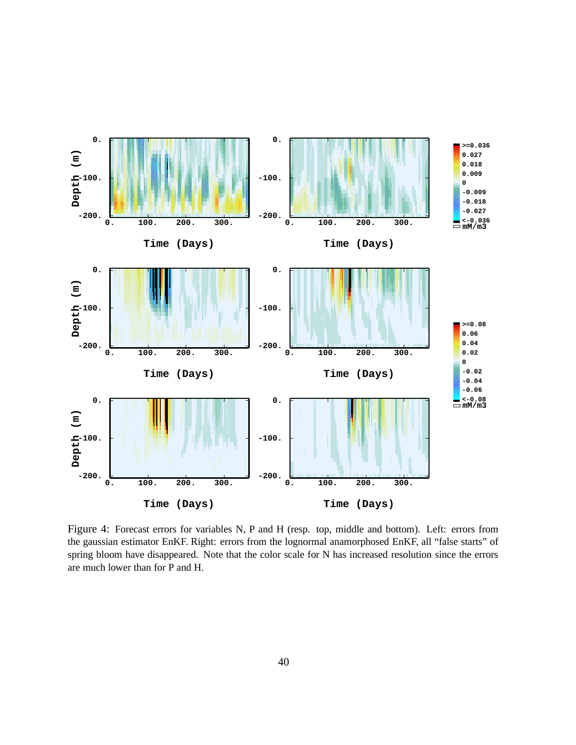0.

-100.

-200.

Depth (m)

0. 100. 200. 300.

Time (Days)

0.

-100.

-200.

0. 100. 200. 300.

Time (Days)

>=0.036
0.027
0.018
0.009
0
-0.009
-0.018
-0.027
<-0.036
mM/m3

0.

-100.

-200.

Depth (m)

0. 100. 200. 300.

Time (Days)

0.

-100.

-200.

0. 100. 200. 300.

Time (Days)

>=0.08
0.06
0.04
0.02
0
-0.02
-0.04
-0.06
<-0.08
mM/m3

0.

-100.

-200.

Depth (m)

0. 100. 200. 300.

Time (Days)

0.

-100.

-200.

0. 100. 200. 300.

Time (Days)

Figure 4: Forecast errors for variables N, P and H (resp. top, middle and bottom). Left: errors from the gaussian estimator EnKF. Right: errors from the lognormal anamorphosed EnKF, all "false starts" of spring bloom have disappeared. Note that the color scale for N has increased resolution since the errors are much lower than for P and H.